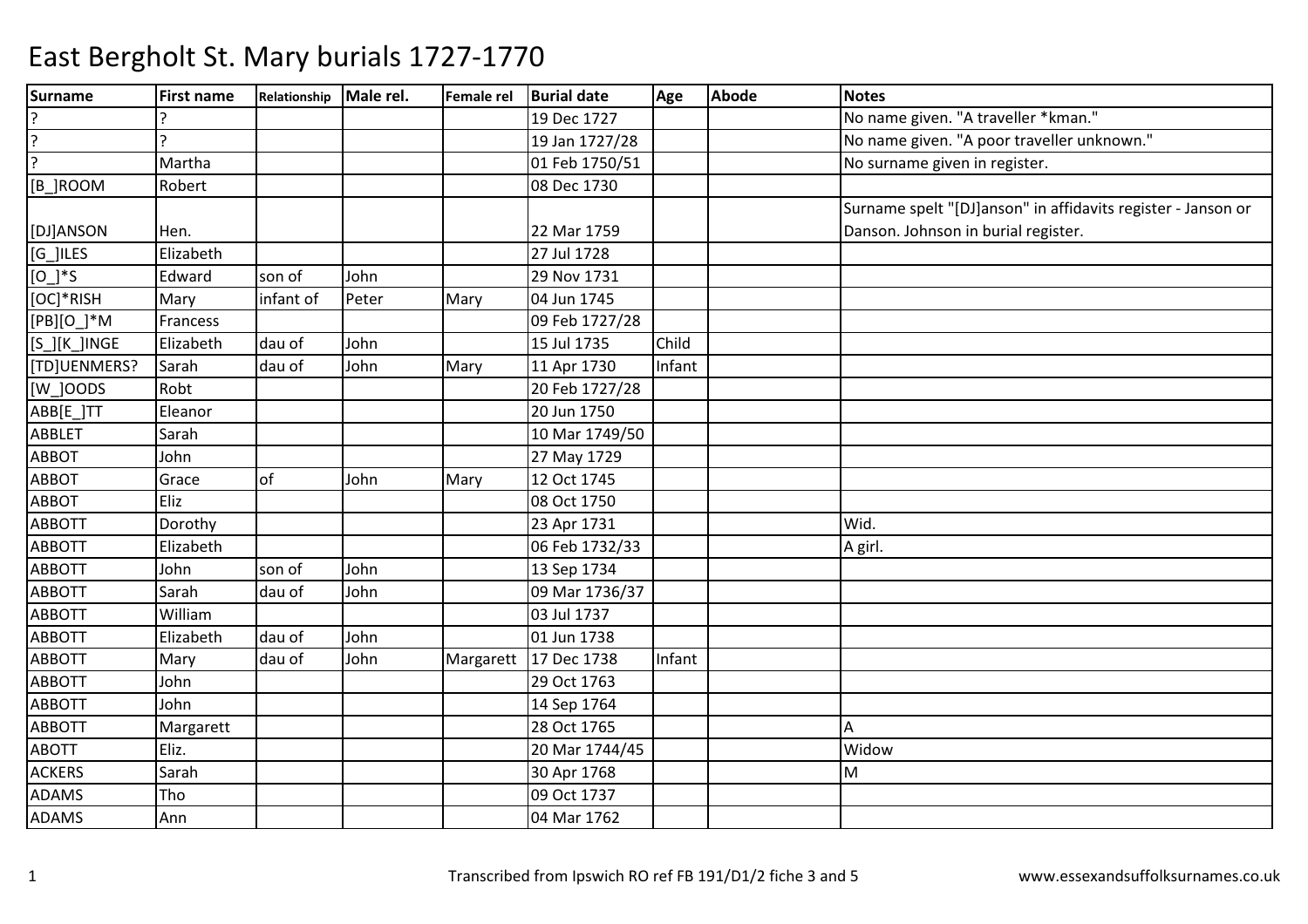# East Bergholt St. Mary burials 1727-1770

| Surname | First name | Relationship | Male rel. | Female rel | Burial date | Age | Abode | Notes |
|---|---|---|---|---|---|---|---|---|
| ? | ? | | | | 19 Dec 1727 | | | No name given. "A traveller *kman." |
| ? | ? | | | | 19 Jan 1727/28 | | | No name given. "A poor traveller unknown." |
| ? | Martha | | | | 01 Feb 1750/51 | | | No surname given in register. |
| [B_]ROOM | Robert | | | | 08 Dec 1730 | | | |
| [DJ]ANSON | Hen. | | | | 22 Mar 1759 | | | Surname spelt "[DJ]anson" in affidavits register - Janson or Danson. Johnson in burial register. |
| [G_]ILES | Elizabeth | | | | 27 Jul 1728 | | | |
| [O_]*S | Edward | son of | John | | 29 Nov 1731 | | | |
| [OC]*RISH | Mary | infant of | Peter | Mary | 04 Jun 1745 | | | |
| [PB][O_]*M | Francess | | | | 09 Feb 1727/28 | | | |
| [S_][K_]INGE | Elizabeth | dau of | John | | 15 Jul 1735 | Child | | |
| [TD]UENMERS? | Sarah | dau of | John | Mary | 11 Apr 1730 | Infant | | |
| [W_]OODS | Robt | | | | 20 Feb 1727/28 | | | |
| ABB[E_]TT | Eleanor | | | | 20 Jun 1750 | | | |
| ABBLET | Sarah | | | | 10 Mar 1749/50 | | | |
| ABBOT | John | | | | 27 May 1729 | | | |
| ABBOT | Grace | of | John | Mary | 12 Oct 1745 | | | |
| ABBOT | Eliz | | | | 08 Oct 1750 | | | |
| ABBOTT | Dorothy | | | | 23 Apr 1731 | | | Wid. |
| ABBOTT | Elizabeth | | | | 06 Feb 1732/33 | | | A girl. |
| ABBOTT | John | son of | John | | 13 Sep 1734 | | | |
| ABBOTT | Sarah | dau of | John | | 09 Mar 1736/37 | | | |
| ABBOTT | William | | | | 03 Jul 1737 | | | |
| ABBOTT | Elizabeth | dau of | John | | 01 Jun 1738 | | | |
| ABBOTT | Mary | dau of | John | Margarett | 17 Dec 1738 | Infant | | |
| ABBOTT | John | | | | 29 Oct 1763 | | | |
| ABBOTT | John | | | | 14 Sep 1764 | | | |
| ABBOTT | Margarett | | | | 28 Oct 1765 | | | A |
| ABOTT | Eliz. | | | | 20 Mar 1744/45 | | | Widow |
| ACKERS | Sarah | | | | 30 Apr 1768 | | | M |
| ADAMS | Tho | | | | 09 Oct 1737 | | | |
| ADAMS | Ann | | | | 04 Mar 1762 | | | |

Transcribed from Ipswich RO ref FB 191/D1/2 fiche 3 and 5

www.essexandsuffolksurnames.co.uk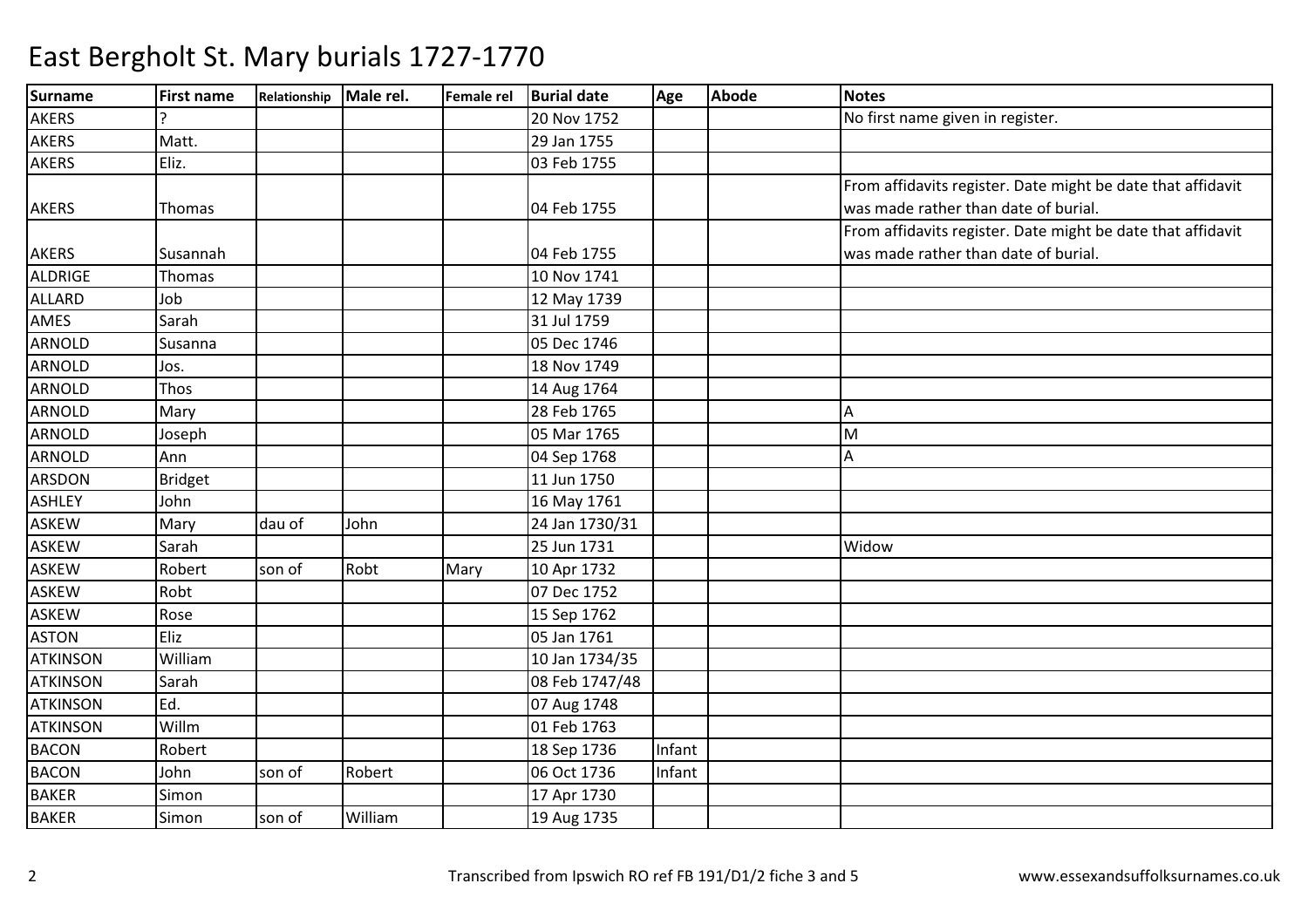# East Bergholt St. Mary burials 1727-1770

| Surname | First name | Relationship | Male rel. | Female rel | Burial date | Age | Abode | Notes |
|---|---|---|---|---|---|---|---|---|
| AKERS | ? | | | | 20 Nov 1752 | | | No first name given in register. |
| AKERS | Matt. | | | | 29 Jan 1755 | | | |
| AKERS | Eliz. | | | | 03 Feb 1755 | | | |
| AKERS | Thomas | | | | 04 Feb 1755 | | | From affidavits register. Date might be date that affidavit was made rather than date of burial. |
| AKERS | Susannah | | | | 04 Feb 1755 | | | From affidavits register. Date might be date that affidavit was made rather than date of burial. |
| ALDRIGE | Thomas | | | | 10 Nov 1741 | | | |
| ALLARD | Job | | | | 12 May 1739 | | | |
| AMES | Sarah | | | | 31 Jul 1759 | | | |
| ARNOLD | Susanna | | | | 05 Dec 1746 | | | |
| ARNOLD | Jos. | | | | 18 Nov 1749 | | | |
| ARNOLD | Thos | | | | 14 Aug 1764 | | | |
| ARNOLD | Mary | | | | 28 Feb 1765 | | | A |
| ARNOLD | Joseph | | | | 05 Mar 1765 | | | M |
| ARNOLD | Ann | | | | 04 Sep 1768 | | | A |
| ARSDON | Bridget | | | | 11 Jun 1750 | | | |
| ASHLEY | John | | | | 16 May 1761 | | | |
| ASKEW | Mary | dau of | John | | 24 Jan 1730/31 | | | |
| ASKEW | Sarah | | | | 25 Jun 1731 | | | Widow |
| ASKEW | Robert | son of | Robt | Mary | 10 Apr 1732 | | | |
| ASKEW | Robt | | | | 07 Dec 1752 | | | |
| ASKEW | Rose | | | | 15 Sep 1762 | | | |
| ASTON | Eliz | | | | 05 Jan 1761 | | | |
| ATKINSON | William | | | | 10 Jan 1734/35 | | | |
| ATKINSON | Sarah | | | | 08 Feb 1747/48 | | | |
| ATKINSON | Ed. | | | | 07 Aug 1748 | | | |
| ATKINSON | Willm | | | | 01 Feb 1763 | | | |
| BACON | Robert | | | | 18 Sep 1736 | Infant | | |
| BACON | John | son of | Robert | | 06 Oct 1736 | Infant | | |
| BAKER | Simon | | | | 17 Apr 1730 | | | |
| BAKER | Simon | son of | William | | 19 Aug 1735 | | | |

Transcribed from Ipswich RO ref FB 191/D1/2 fiche 3 and 5    www.essexandsuffolksurnames.co.uk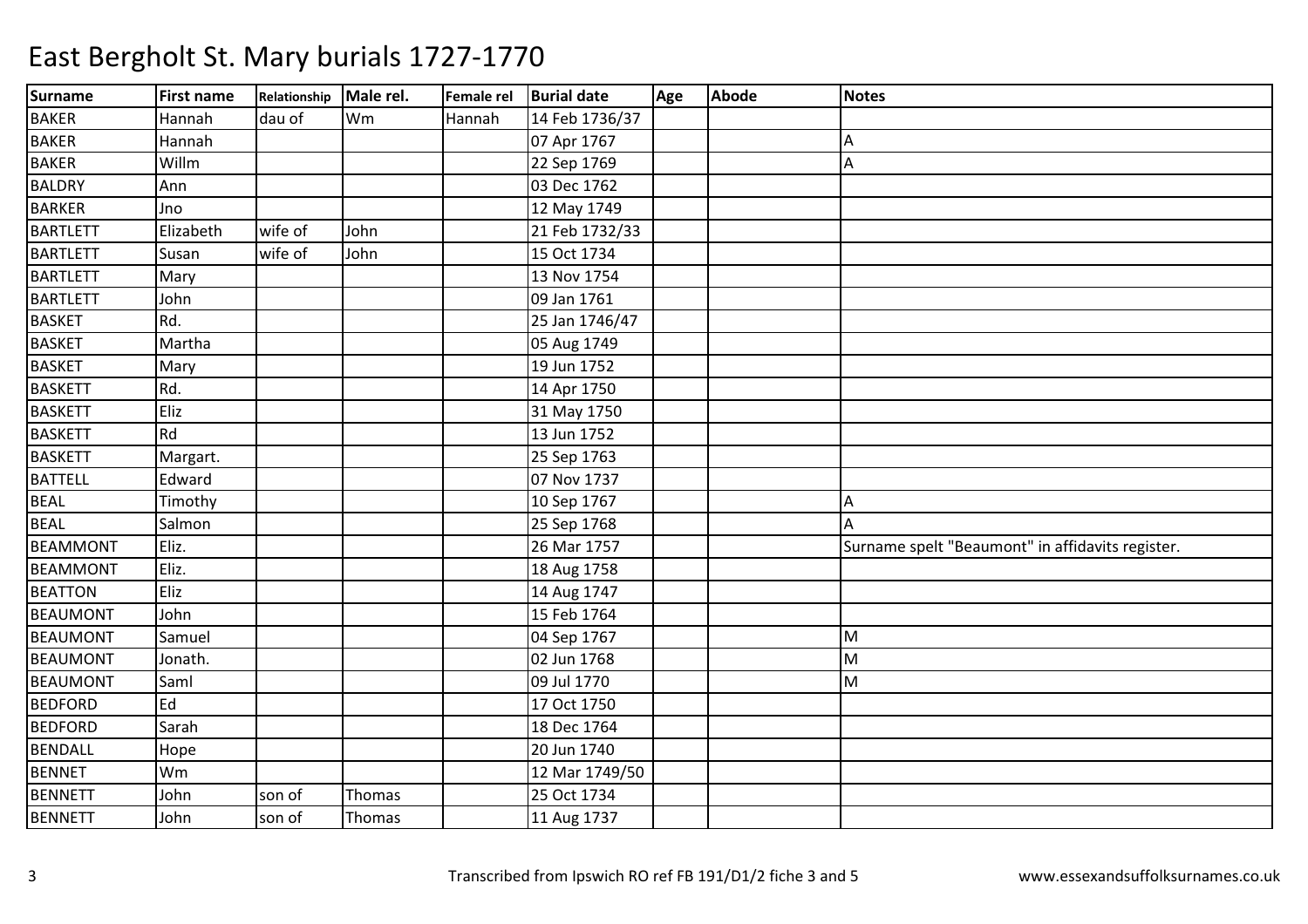# East Bergholt St. Mary burials 1727-1770

| Surname | First name | Relationship | Male rel. | Female rel | Burial date | Age | Abode | Notes |
|---|---|---|---|---|---|---|---|---|
| BAKER | Hannah | dau of | Wm | Hannah | 14 Feb 1736/37 | | | |
| BAKER | Hannah | | | | 07 Apr 1767 | | | A |
| BAKER | Willm | | | | 22 Sep 1769 | | | A |
| BALDRY | Ann | | | | 03 Dec 1762 | | | |
| BARKER | Jno | | | | 12 May 1749 | | | |
| BARTLETT | Elizabeth | wife of | John | | 21 Feb 1732/33 | | | |
| BARTLETT | Susan | wife of | John | | 15 Oct 1734 | | | |
| BARTLETT | Mary | | | | 13 Nov 1754 | | | |
| BARTLETT | John | | | | 09 Jan 1761 | | | |
| BASKET | Rd. | | | | 25 Jan 1746/47 | | | |
| BASKET | Martha | | | | 05 Aug 1749 | | | |
| BASKET | Mary | | | | 19 Jun 1752 | | | |
| BASKETT | Rd. | | | | 14 Apr 1750 | | | |
| BASKETT | Eliz | | | | 31 May 1750 | | | |
| BASKETT | Rd | | | | 13 Jun 1752 | | | |
| BASKETT | Margart. | | | | 25 Sep 1763 | | | |
| BATTELL | Edward | | | | 07 Nov 1737 | | | |
| BEAL | Timothy | | | | 10 Sep 1767 | | | A |
| BEAL | Salmon | | | | 25 Sep 1768 | | | A |
| BEAMMONT | Eliz. | | | | 26 Mar 1757 | | | Surname spelt "Beaumont" in affidavits register. |
| BEAMMONT | Eliz. | | | | 18 Aug 1758 | | | |
| BEATTON | Eliz | | | | 14 Aug 1747 | | | |
| BEAUMONT | John | | | | 15 Feb 1764 | | | |
| BEAUMONT | Samuel | | | | 04 Sep 1767 | | | M |
| BEAUMONT | Jonath. | | | | 02 Jun 1768 | | | M |
| BEAUMONT | Saml | | | | 09 Jul 1770 | | | M |
| BEDFORD | Ed | | | | 17 Oct 1750 | | | |
| BEDFORD | Sarah | | | | 18 Dec 1764 | | | |
| BENDALL | Hope | | | | 20 Jun 1740 | | | |
| BENNET | Wm | | | | 12 Mar 1749/50 | | | |
| BENNETT | John | son of | Thomas | | 25 Oct 1734 | | | |
| BENNETT | John | son of | Thomas | | 11 Aug 1737 | | | |

Transcribed from Ipswich RO ref FB 191/D1/2 fiche 3 and 5 www.essexandsuffolksurnames.co.uk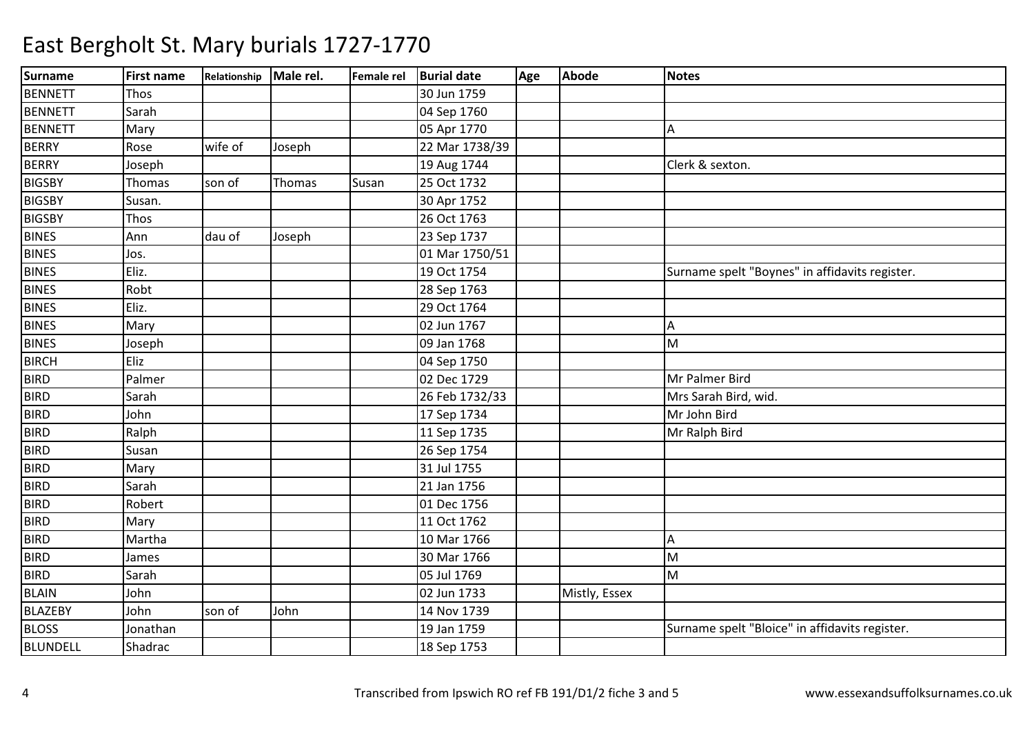# East Bergholt St. Mary burials 1727-1770

| Surname | First name | Relationship | Male rel. | Female rel | Burial date | Age | Abode | Notes |
|---|---|---|---|---|---|---|---|---|
| BENNETT | Thos | | | | 30 Jun 1759 | | | |
| BENNETT | Sarah | | | | 04 Sep 1760 | | | |
| BENNETT | Mary | | | | 05 Apr 1770 | | | A |
| BERRY | Rose | wife of | Joseph | | 22 Mar 1738/39 | | | |
| BERRY | Joseph | | | | 19 Aug 1744 | | | Clerk & sexton. |
| BIGSBY | Thomas | son of | Thomas | Susan | 25 Oct 1732 | | | |
| BIGSBY | Susan. | | | | 30 Apr 1752 | | | |
| BIGSBY | Thos | | | | 26 Oct 1763 | | | |
| BINES | Ann | dau of | Joseph | | 23 Sep 1737 | | | |
| BINES | Jos. | | | | 01 Mar 1750/51 | | | |
| BINES | Eliz. | | | | 19 Oct 1754 | | | Surname spelt "Boynes" in affidavits register. |
| BINES | Robt | | | | 28 Sep 1763 | | | |
| BINES | Eliz. | | | | 29 Oct 1764 | | | |
| BINES | Mary | | | | 02 Jun 1767 | | | A |
| BINES | Joseph | | | | 09 Jan 1768 | | | M |
| BIRCH | Eliz | | | | 04 Sep 1750 | | | |
| BIRD | Palmer | | | | 02 Dec 1729 | | | Mr Palmer Bird |
| BIRD | Sarah | | | | 26 Feb 1732/33 | | | Mrs Sarah Bird, wid. |
| BIRD | John | | | | 17 Sep 1734 | | | Mr John Bird |
| BIRD | Ralph | | | | 11 Sep 1735 | | | Mr Ralph Bird |
| BIRD | Susan | | | | 26 Sep 1754 | | | |
| BIRD | Mary | | | | 31 Jul 1755 | | | |
| BIRD | Sarah | | | | 21 Jan 1756 | | | |
| BIRD | Robert | | | | 01 Dec 1756 | | | |
| BIRD | Mary | | | | 11 Oct 1762 | | | |
| BIRD | Martha | | | | 10 Mar 1766 | | | A |
| BIRD | James | | | | 30 Mar 1766 | | | M |
| BIRD | Sarah | | | | 05 Jul 1769 | | | M |
| BLAIN | John | | | | 02 Jun 1733 | | Mistly, Essex | |
| BLAZEBY | John | son of | John | | 14 Nov 1739 | | | |
| BLOSS | Jonathan | | | | 19 Jan 1759 | | | Surname spelt "Bloice" in affidavits register. |
| BLUNDELL | Shadrac | | | | 18 Sep 1753 | | | |

Transcribed from Ipswich RO ref FB 191/D1/2 fiche 3 and 5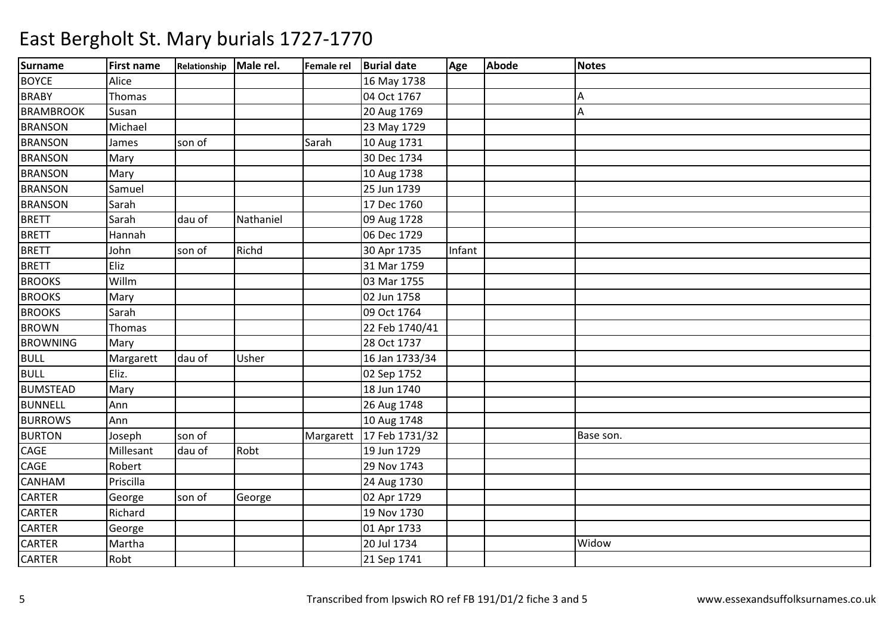# East Bergholt St. Mary burials 1727-1770

| Surname | First name | Relationship | Male rel. | Female rel | Burial date | Age | Abode | Notes |
|---|---|---|---|---|---|---|---|---|
| BOYCE | Alice | | | | 16 May 1738 | | | |
| BRABY | Thomas | | | | 04 Oct 1767 | | | A |
| BRAMBROOK | Susan | | | | 20 Aug 1769 | | | A |
| BRANSON | Michael | | | | 23 May 1729 | | | |
| BRANSON | James | son of | | Sarah | 10 Aug 1731 | | | |
| BRANSON | Mary | | | | 30 Dec 1734 | | | |
| BRANSON | Mary | | | | 10 Aug 1738 | | | |
| BRANSON | Samuel | | | | 25 Jun 1739 | | | |
| BRANSON | Sarah | | | | 17 Dec 1760 | | | |
| BRETT | Sarah | dau of | Nathaniel | | 09 Aug 1728 | | | |
| BRETT | Hannah | | | | 06 Dec 1729 | | | |
| BRETT | John | son of | Richd | | 30 Apr 1735 | Infant | | |
| BRETT | Eliz | | | | 31 Mar 1759 | | | |
| BROOKS | Willm | | | | 03 Mar 1755 | | | |
| BROOKS | Mary | | | | 02 Jun 1758 | | | |
| BROOKS | Sarah | | | | 09 Oct 1764 | | | |
| BROWN | Thomas | | | | 22 Feb 1740/41 | | | |
| BROWNING | Mary | | | | 28 Oct 1737 | | | |
| BULL | Margarett | dau of | Usher | | 16 Jan 1733/34 | | | |
| BULL | Eliz. | | | | 02 Sep 1752 | | | |
| BUMSTEAD | Mary | | | | 18 Jun 1740 | | | |
| BUNNELL | Ann | | | | 26 Aug 1748 | | | |
| BURROWS | Ann | | | | 10 Aug 1748 | | | |
| BURTON | Joseph | son of | | Margarett | 17 Feb 1731/32 | | | Base son. |
| CAGE | Millesant | dau of | Robt | | 19 Jun 1729 | | | |
| CAGE | Robert | | | | 29 Nov 1743 | | | |
| CANHAM | Priscilla | | | | 24 Aug 1730 | | | |
| CARTER | George | son of | George | | 02 Apr 1729 | | | |
| CARTER | Richard | | | | 19 Nov 1730 | | | |
| CARTER | George | | | | 01 Apr 1733 | | | |
| CARTER | Martha | | | | 20 Jul 1734 | | | Widow |
| CARTER | Robt | | | | 21 Sep 1741 | | | |

Transcribed from Ipswich RO ref FB 191/D1/2 fiche 3 and 5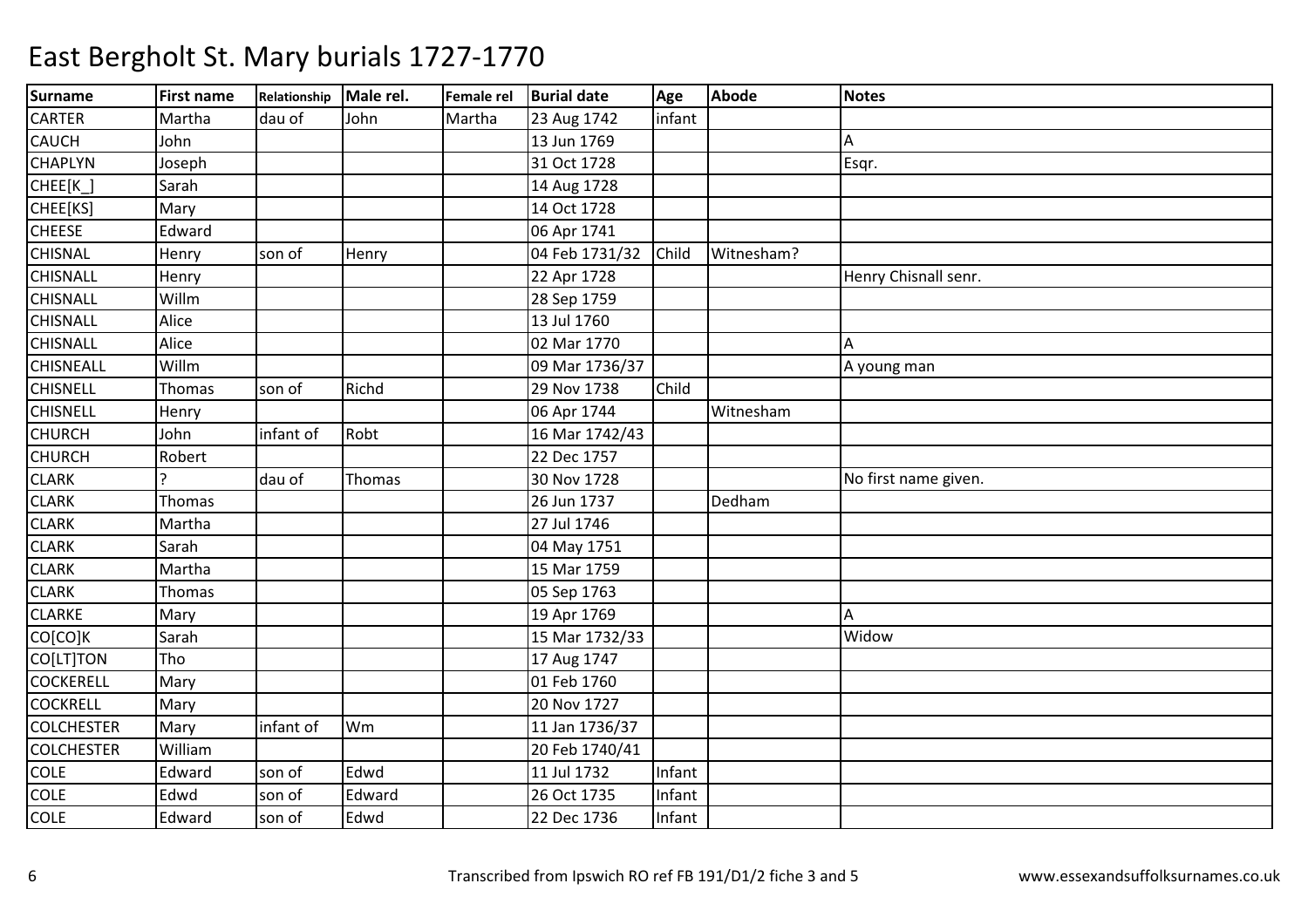# East Bergholt St. Mary burials 1727-1770

| Surname | First name | Relationship | Male rel. | Female rel | Burial date | Age | Abode | Notes |
|---|---|---|---|---|---|---|---|---|
| CARTER | Martha | dau of | John | Martha | 23 Aug 1742 | infant | | |
| CAUCH | John | | | | 13 Jun 1769 | | | A |
| CHAPLYN | Joseph | | | | 31 Oct 1728 | | | Esqr. |
| CHEE[K_] | Sarah | | | | 14 Aug 1728 | | | |
| CHEE[KS] | Mary | | | | 14 Oct 1728 | | | |
| CHEESE | Edward | | | | 06 Apr 1741 | | | |
| CHISNAL | Henry | son of | Henry | | 04 Feb 1731/32 | Child | Witnesham? | |
| CHISNALL | Henry | | | | 22 Apr 1728 | | | Henry Chisnall senr. |
| CHISNALL | Willm | | | | 28 Sep 1759 | | | |
| CHISNALL | Alice | | | | 13 Jul 1760 | | | |
| CHISNALL | Alice | | | | 02 Mar 1770 | | | A |
| CHISNEALL | Willm | | | | 09 Mar 1736/37 | | | A young man |
| CHISNELL | Thomas | son of | Richd | | 29 Nov 1738 | Child | | |
| CHISNELL | Henry | | | | 06 Apr 1744 | | Witnesham | |
| CHURCH | John | infant of | Robt | | 16 Mar 1742/43 | | | |
| CHURCH | Robert | | | | 22 Dec 1757 | | | |
| CLARK | ? | dau of | Thomas | | 30 Nov 1728 | | | No first name given. |
| CLARK | Thomas | | | | 26 Jun 1737 | | Dedham | |
| CLARK | Martha | | | | 27 Jul 1746 | | | |
| CLARK | Sarah | | | | 04 May 1751 | | | |
| CLARK | Martha | | | | 15 Mar 1759 | | | |
| CLARK | Thomas | | | | 05 Sep 1763 | | | |
| CLARKE | Mary | | | | 19 Apr 1769 | | | A |
| CO[CO]K | Sarah | | | | 15 Mar 1732/33 | | | Widow |
| CO[LT]TON | Tho | | | | 17 Aug 1747 | | | |
| COCKERELL | Mary | | | | 01 Feb 1760 | | | |
| COCKRELL | Mary | | | | 20 Nov 1727 | | | |
| COLCHESTER | Mary | infant of | Wm | | 11 Jan 1736/37 | | | |
| COLCHESTER | William | | | | 20 Feb 1740/41 | | | |
| COLE | Edward | son of | Edwd | | 11 Jul 1732 | Infant | | |
| COLE | Edwd | son of | Edward | | 26 Oct 1735 | Infant | | |
| COLE | Edward | son of | Edwd | | 22 Dec 1736 | Infant | | |

Transcribed from Ipswich RO ref FB 191/D1/2 fiche 3 and 5 www.essexandsuffolksurnames.co.uk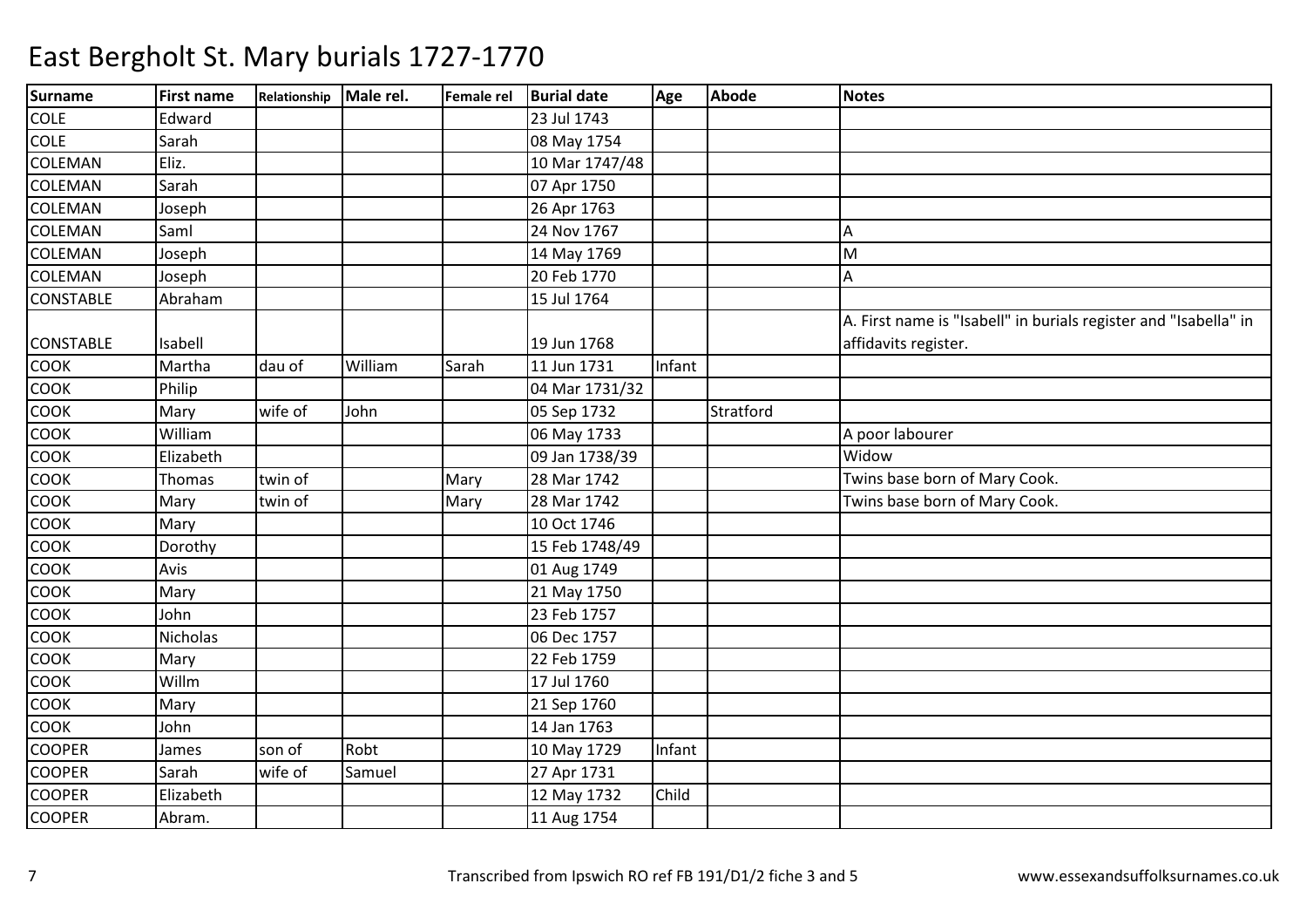# East Bergholt St. Mary burials 1727-1770

| Surname | First name | Relationship | Male rel. | Female rel | Burial date | Age | Abode | Notes |
|---|---|---|---|---|---|---|---|---|
| COLE | Edward | | | | 23 Jul 1743 | | | |
| COLE | Sarah | | | | 08 May 1754 | | | |
| COLEMAN | Eliz. | | | | 10 Mar 1747/48 | | | |
| COLEMAN | Sarah | | | | 07 Apr 1750 | | | |
| COLEMAN | Joseph | | | | 26 Apr 1763 | | | |
| COLEMAN | Saml | | | | 24 Nov 1767 | | | A |
| COLEMAN | Joseph | | | | 14 May 1769 | | | M |
| COLEMAN | Joseph | | | | 20 Feb 1770 | | | A |
| CONSTABLE | Abraham | | | | 15 Jul 1764 | | | |
| CONSTABLE | Isabell | | | | 19 Jun 1768 | | | A. First name is "Isabell" in burials register and "Isabella" in affidavits register. |
| COOK | Martha | dau of | William | Sarah | 11 Jun 1731 | Infant | | |
| COOK | Philip | | | | 04 Mar 1731/32 | | | |
| COOK | Mary | wife of | John | | 05 Sep 1732 | | Stratford | |
| COOK | William | | | | 06 May 1733 | | | A poor labourer |
| COOK | Elizabeth | | | | 09 Jan 1738/39 | | | Widow |
| COOK | Thomas | twin of | | Mary | 28 Mar 1742 | | | Twins base born of Mary Cook. |
| COOK | Mary | twin of | | Mary | 28 Mar 1742 | | | Twins base born of Mary Cook. |
| COOK | Mary | | | | 10 Oct 1746 | | | |
| COOK | Dorothy | | | | 15 Feb 1748/49 | | | |
| COOK | Avis | | | | 01 Aug 1749 | | | |
| COOK | Mary | | | | 21 May 1750 | | | |
| COOK | John | | | | 23 Feb 1757 | | | |
| COOK | Nicholas | | | | 06 Dec 1757 | | | |
| COOK | Mary | | | | 22 Feb 1759 | | | |
| COOK | Willm | | | | 17 Jul 1760 | | | |
| COOK | Mary | | | | 21 Sep 1760 | | | |
| COOK | John | | | | 14 Jan 1763 | | | |
| COOPER | James | son of | Robt | | 10 May 1729 | Infant | | |
| COOPER | Sarah | wife of | Samuel | | 27 Apr 1731 | | | |
| COOPER | Elizabeth | | | | 12 May 1732 | Child | | |
| COOPER | Abram. | | | | 11 Aug 1754 | | | |

Transcribed from Ipswich RO ref FB 191/D1/2 fiche 3 and 5 www.essexandsuffolksurnames.co.uk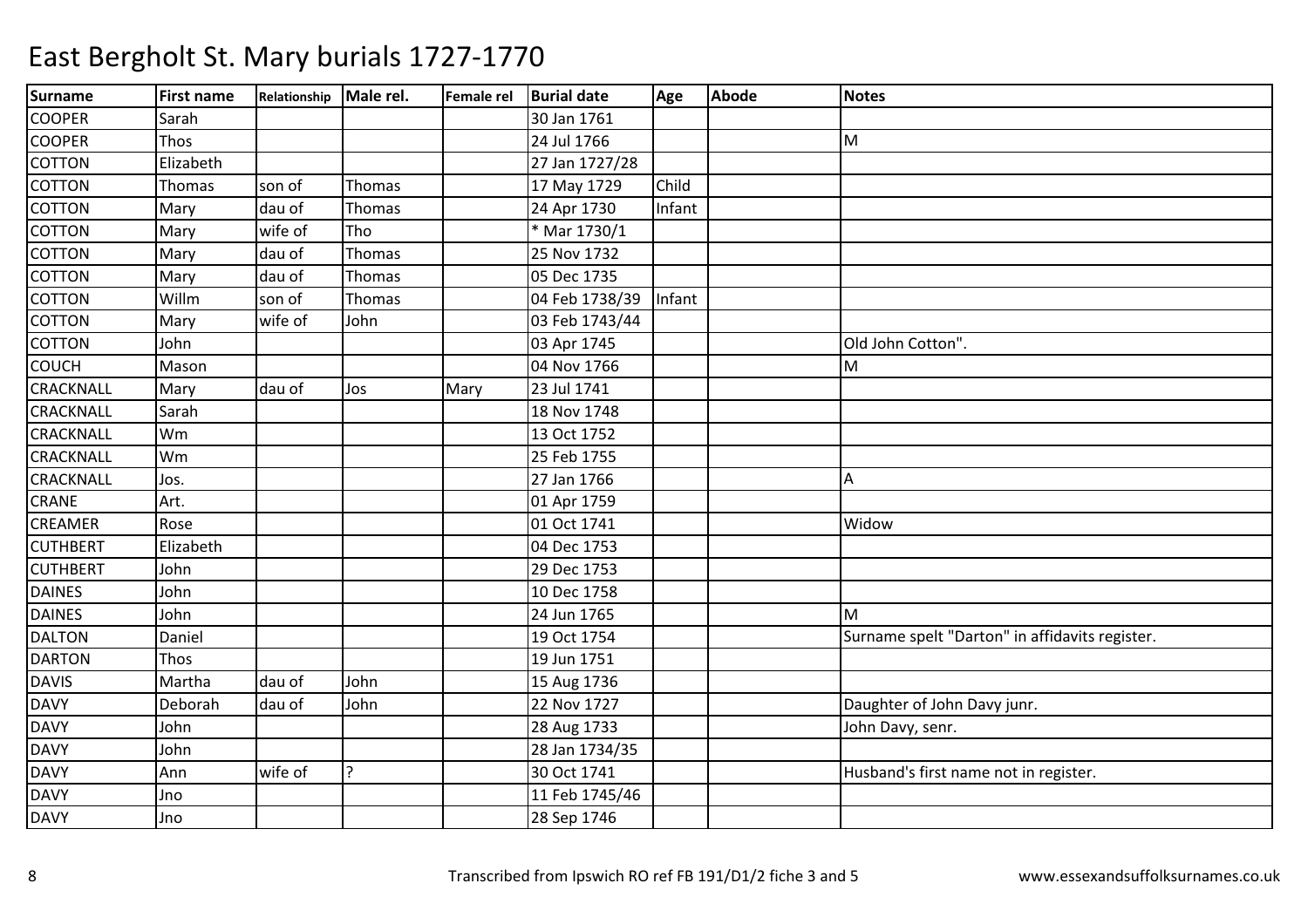# East Bergholt St. Mary burials 1727-1770

| Surname | First name | Relationship | Male rel. | Female rel | Burial date | Age | Abode | Notes |
|---|---|---|---|---|---|---|---|---|
| COOPER | Sarah | | | | 30 Jan 1761 | | | |
| COOPER | Thos | | | | 24 Jul 1766 | | | M |
| COTTON | Elizabeth | | | | 27 Jan 1727/28 | | | |
| COTTON | Thomas | son of | Thomas | | 17 May 1729 | Child | | |
| COTTON | Mary | dau of | Thomas | | 24 Apr 1730 | Infant | | |
| COTTON | Mary | wife of | Tho | | * Mar 1730/1 | | | |
| COTTON | Mary | dau of | Thomas | | 25 Nov 1732 | | | |
| COTTON | Mary | dau of | Thomas | | 05 Dec 1735 | | | |
| COTTON | Willm | son of | Thomas | | 04 Feb 1738/39 | Infant | | |
| COTTON | Mary | wife of | John | | 03 Feb 1743/44 | | | |
| COTTON | John | | | | 03 Apr 1745 | | | Old John Cotton". |
| COUCH | Mason | | | | 04 Nov 1766 | | | M |
| CRACKNALL | Mary | dau of | Jos | Mary | 23 Jul 1741 | | | |
| CRACKNALL | Sarah | | | | 18 Nov 1748 | | | |
| CRACKNALL | Wm | | | | 13 Oct 1752 | | | |
| CRACKNALL | Wm | | | | 25 Feb 1755 | | | |
| CRACKNALL | Jos. | | | | 27 Jan 1766 | | | A |
| CRANE | Art. | | | | 01 Apr 1759 | | | |
| CREAMER | Rose | | | | 01 Oct 1741 | | | Widow |
| CUTHBERT | Elizabeth | | | | 04 Dec 1753 | | | |
| CUTHBERT | John | | | | 29 Dec 1753 | | | |
| DAINES | John | | | | 10 Dec 1758 | | | |
| DAINES | John | | | | 24 Jun 1765 | | | M |
| DALTON | Daniel | | | | 19 Oct 1754 | | | Surname spelt "Darton" in affidavits register. |
| DARTON | Thos | | | | 19 Jun 1751 | | | |
| DAVIS | Martha | dau of | John | | 15 Aug 1736 | | | |
| DAVY | Deborah | dau of | John | | 22 Nov 1727 | | | Daughter of John Davy junr. |
| DAVY | John | | | | 28 Aug 1733 | | | John Davy, senr. |
| DAVY | John | | | | 28 Jan 1734/35 | | | |
| DAVY | Ann | wife of | ? | | 30 Oct 1741 | | | Husband's first name not in register. |
| DAVY | Jno | | | | 11 Feb 1745/46 | | | |
| DAVY | Jno | | | | 28 Sep 1746 | | | |

Transcribed from Ipswich RO ref FB 191/D1/2 fiche 3 and 5 www.essexandsuffolksurnames.co.uk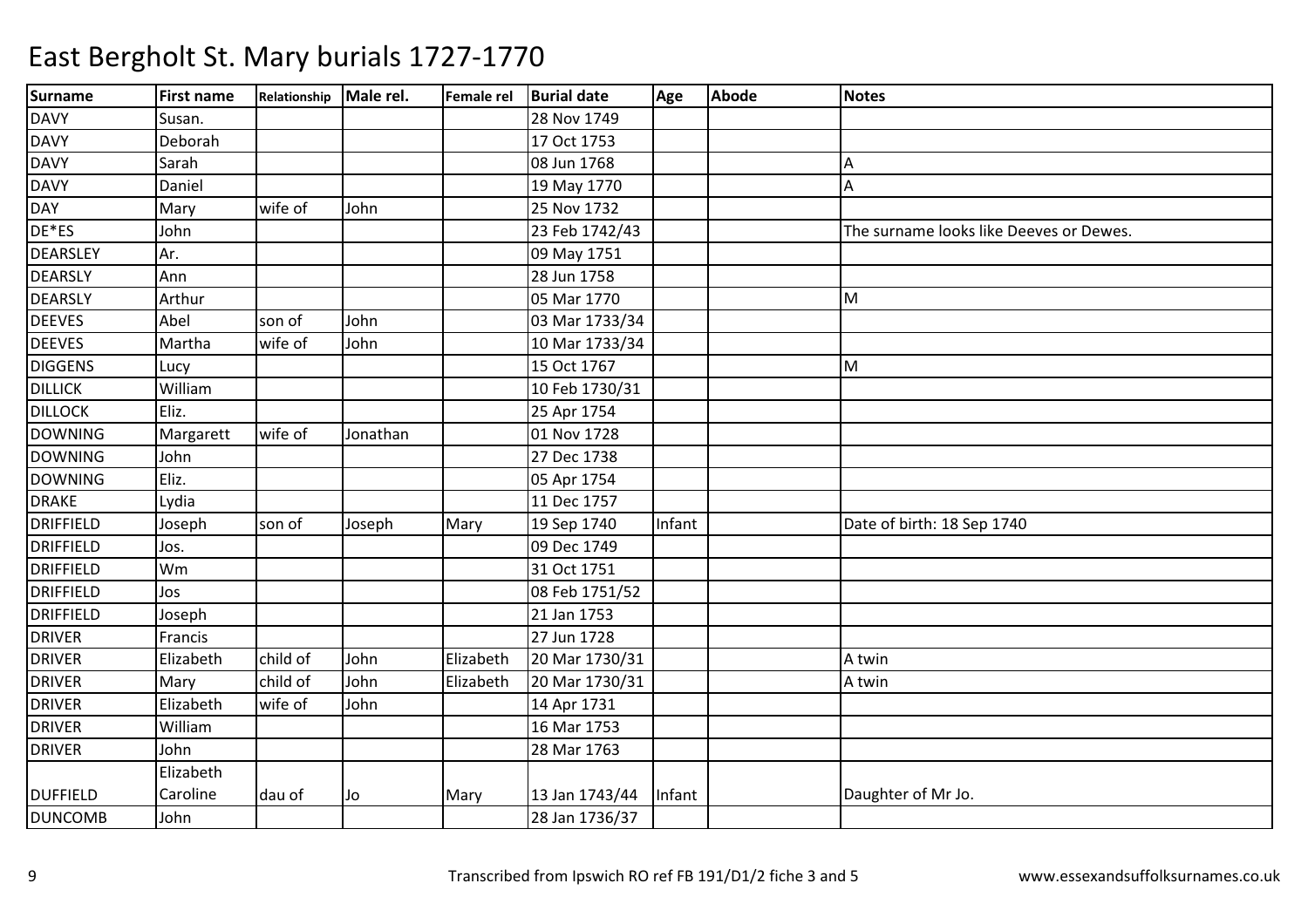# East Bergholt St. Mary burials 1727-1770

| Surname | First name | Relationship | Male rel. | Female rel | Burial date | Age | Abode | Notes |
|---|---|---|---|---|---|---|---|---|
| DAVY | Susan. | | | | 28 Nov 1749 | | | |
| DAVY | Deborah | | | | 17 Oct 1753 | | | |
| DAVY | Sarah | | | | 08 Jun 1768 | | | A |
| DAVY | Daniel | | | | 19 May 1770 | | | A |
| DAY | Mary | wife of | John | | 25 Nov 1732 | | | |
| DE*ES | John | | | | 23 Feb 1742/43 | | | The surname looks like Deeves or Dewes. |
| DEARSLEY | Ar. | | | | 09 May 1751 | | | |
| DEARSLY | Ann | | | | 28 Jun 1758 | | | |
| DEARSLY | Arthur | | | | 05 Mar 1770 | | | M |
| DEEVES | Abel | son of | John | | 03 Mar 1733/34 | | | |
| DEEVES | Martha | wife of | John | | 10 Mar 1733/34 | | | |
| DIGGENS | Lucy | | | | 15 Oct 1767 | | | M |
| DILLICK | William | | | | 10 Feb 1730/31 | | | |
| DILLOCK | Eliz. | | | | 25 Apr 1754 | | | |
| DOWNING | Margarett | wife of | Jonathan | | 01 Nov 1728 | | | |
| DOWNING | John | | | | 27 Dec 1738 | | | |
| DOWNING | Eliz. | | | | 05 Apr 1754 | | | |
| DRAKE | Lydia | | | | 11 Dec 1757 | | | |
| DRIFFIELD | Joseph | son of | Joseph | Mary | 19 Sep 1740 | Infant | | Date of birth: 18 Sep 1740 |
| DRIFFIELD | Jos. | | | | 09 Dec 1749 | | | |
| DRIFFIELD | Wm | | | | 31 Oct 1751 | | | |
| DRIFFIELD | Jos | | | | 08 Feb 1751/52 | | | |
| DRIFFIELD | Joseph | | | | 21 Jan 1753 | | | |
| DRIVER | Francis | | | | 27 Jun 1728 | | | |
| DRIVER | Elizabeth | child of | John | Elizabeth | 20 Mar 1730/31 | | | A twin |
| DRIVER | Mary | child of | John | Elizabeth | 20 Mar 1730/31 | | | A twin |
| DRIVER | Elizabeth | wife of | John | | 14 Apr 1731 | | | |
| DRIVER | William | | | | 16 Mar 1753 | | | |
| DRIVER | John | | | | 28 Mar 1763 | | | |
| DUFFIELD | Elizabeth Caroline | dau of | Jo | Mary | 13 Jan 1743/44 | Infant | | Daughter of Mr Jo. |
| DUNCOMB | John | | | | 28 Jan 1736/37 | | | |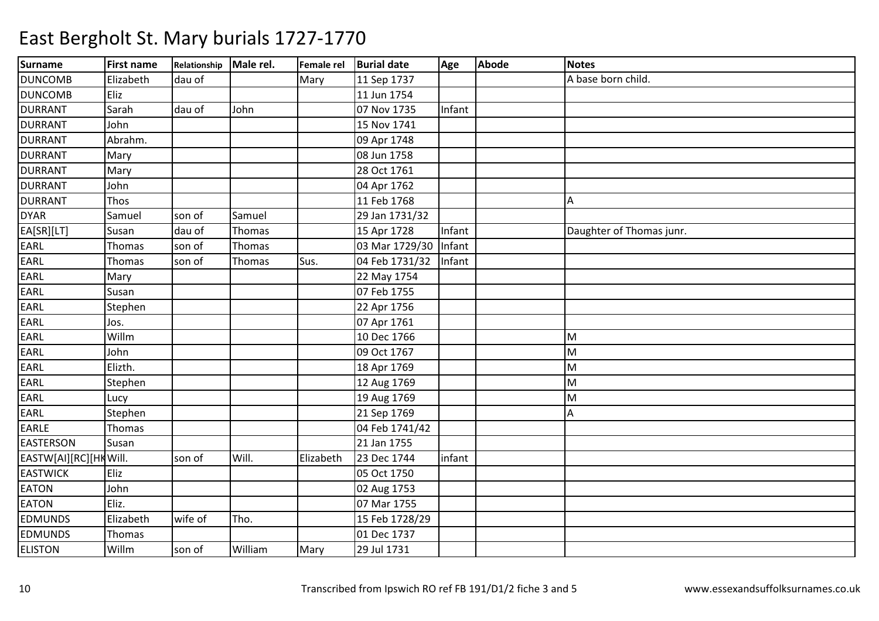# East Bergholt St. Mary burials 1727-1770

| Surname | First name | Relationship | Male rel. | Female rel | Burial date | Age | Abode | Notes |
|---|---|---|---|---|---|---|---|---|
| DUNCOMB | Elizabeth | dau of | | Mary | 11 Sep 1737 | | | A base born child. |
| DUNCOMB | Eliz | | | | 11 Jun 1754 | | | |
| DURRANT | Sarah | dau of | John | | 07 Nov 1735 | Infant | | |
| DURRANT | John | | | | 15 Nov 1741 | | | |
| DURRANT | Abrahm. | | | | 09 Apr 1748 | | | |
| DURRANT | Mary | | | | 08 Jun 1758 | | | |
| DURRANT | Mary | | | | 28 Oct 1761 | | | |
| DURRANT | John | | | | 04 Apr 1762 | | | |
| DURRANT | Thos | | | | 11 Feb 1768 | | | A |
| DYAR | Samuel | son of | Samuel | | 29 Jan 1731/32 | | | |
| EA[SR][LT] | Susan | dau of | Thomas | | 15 Apr 1728 | Infant | | Daughter of Thomas junr. |
| EARL | Thomas | son of | Thomas | | 03 Mar 1729/30 | Infant | | |
| EARL | Thomas | son of | Thomas | Sus. | 04 Feb 1731/32 | Infant | | |
| EARL | Mary | | | | 22 May 1754 | | | |
| EARL | Susan | | | | 07 Feb 1755 | | | |
| EARL | Stephen | | | | 22 Apr 1756 | | | |
| EARL | Jos. | | | | 07 Apr 1761 | | | |
| EARL | Willm | | | | 10 Dec 1766 | | | M |
| EARL | John | | | | 09 Oct 1767 | | | M |
| EARL | Elizth. | | | | 18 Apr 1769 | | | M |
| EARL | Stephen | | | | 12 Aug 1769 | | | M |
| EARL | Lucy | | | | 19 Aug 1769 | | | M |
| EARL | Stephen | | | | 21 Sep 1769 | | | A |
| EARLE | Thomas | | | | 04 Feb 1741/42 | | | |
| EASTERSON | Susan | | | | 21 Jan 1755 | | | |
| EASTW[AI][RC][HK | Will. | son of | Will. | Elizabeth | 23 Dec 1744 | infant | | |
| EASTWICK | Eliz | | | | 05 Oct 1750 | | | |
| EATON | John | | | | 02 Aug 1753 | | | |
| EATON | Eliz. | | | | 07 Mar 1755 | | | |
| EDMUNDS | Elizabeth | wife of | Tho. | | 15 Feb 1728/29 | | | |
| EDMUNDS | Thomas | | | | 01 Dec 1737 | | | |
| ELISTON | Willm | son of | William | Mary | 29 Jul 1731 | | | |

Transcribed from Ipswich RO ref FB 191/D1/2 fiche 3 and 5 www.essexandsuffolksurnames.co.uk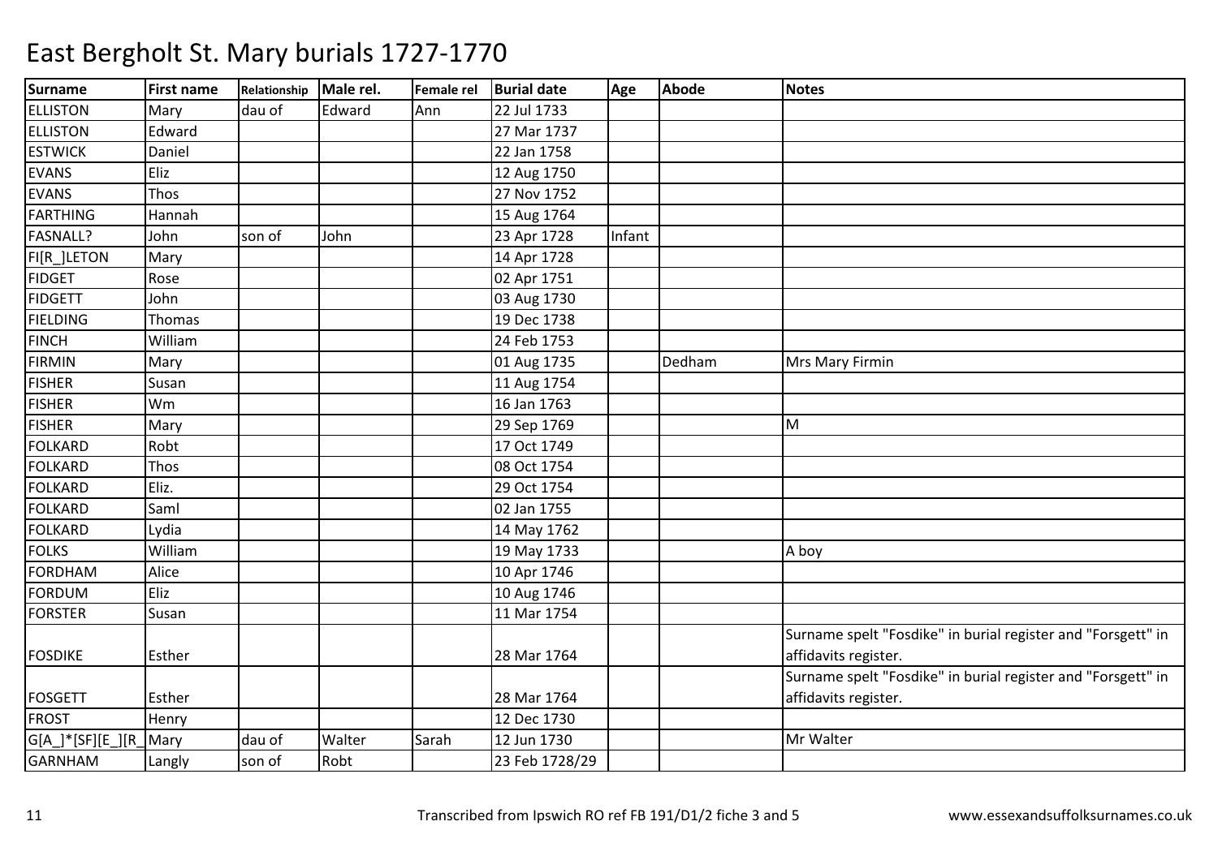# East Bergholt St. Mary burials 1727-1770

| Surname | First name | Relationship | Male rel. | Female rel | Burial date | Age | Abode | Notes |
|---|---|---|---|---|---|---|---|---|
| ELLISTON | Mary | dau of | Edward | Ann | 22 Jul 1733 | | | |
| ELLISTON | Edward | | | | 27 Mar 1737 | | | |
| ESTWICK | Daniel | | | | 22 Jan 1758 | | | |
| EVANS | Eliz | | | | 12 Aug 1750 | | | |
| EVANS | Thos | | | | 27 Nov 1752 | | | |
| FARTHING | Hannah | | | | 15 Aug 1764 | | | |
| FASNALL? | John | son of | John | | 23 Apr 1728 | Infant | | |
| FI[R_]LETON | Mary | | | | 14 Apr 1728 | | | |
| FIDGET | Rose | | | | 02 Apr 1751 | | | |
| FIDGETT | John | | | | 03 Aug 1730 | | | |
| FIELDING | Thomas | | | | 19 Dec 1738 | | | |
| FINCH | William | | | | 24 Feb 1753 | | | |
| FIRMIN | Mary | | | | 01 Aug 1735 | | Dedham | Mrs Mary Firmin |
| FISHER | Susan | | | | 11 Aug 1754 | | | |
| FISHER | Wm | | | | 16 Jan 1763 | | | |
| FISHER | Mary | | | | 29 Sep 1769 | | | M |
| FOLKARD | Robt | | | | 17 Oct 1749 | | | |
| FOLKARD | Thos | | | | 08 Oct 1754 | | | |
| FOLKARD | Eliz. | | | | 29 Oct 1754 | | | |
| FOLKARD | Saml | | | | 02 Jan 1755 | | | |
| FOLKARD | Lydia | | | | 14 May 1762 | | | |
| FOLKS | William | | | | 19 May 1733 | | | A boy |
| FORDHAM | Alice | | | | 10 Apr 1746 | | | |
| FORDUM | Eliz | | | | 10 Aug 1746 | | | |
| FORSTER | Susan | | | | 11 Mar 1754 | | | |
| FOSDIKE | Esther | | | | 28 Mar 1764 | | | Surname spelt "Fosdike" in burial register and "Forsgett" in affidavits register. |
| FOSGETT | Esther | | | | 28 Mar 1764 | | | Surname spelt "Fosdike" in burial register and "Forsgett" in affidavits register. |
| FROST | Henry | | | | 12 Dec 1730 | | | |
| G[A_]*[SF][E_][R_ | Mary | dau of | Walter | Sarah | 12 Jun 1730 | | | Mr Walter |
| GARNHAM | Langly | son of | Robt | | 23 Feb 1728/29 | | | |

Transcribed from Ipswich RO ref FB 191/D1/2 fiche 3 and 5 www.essexandsuffolksurnames.co.uk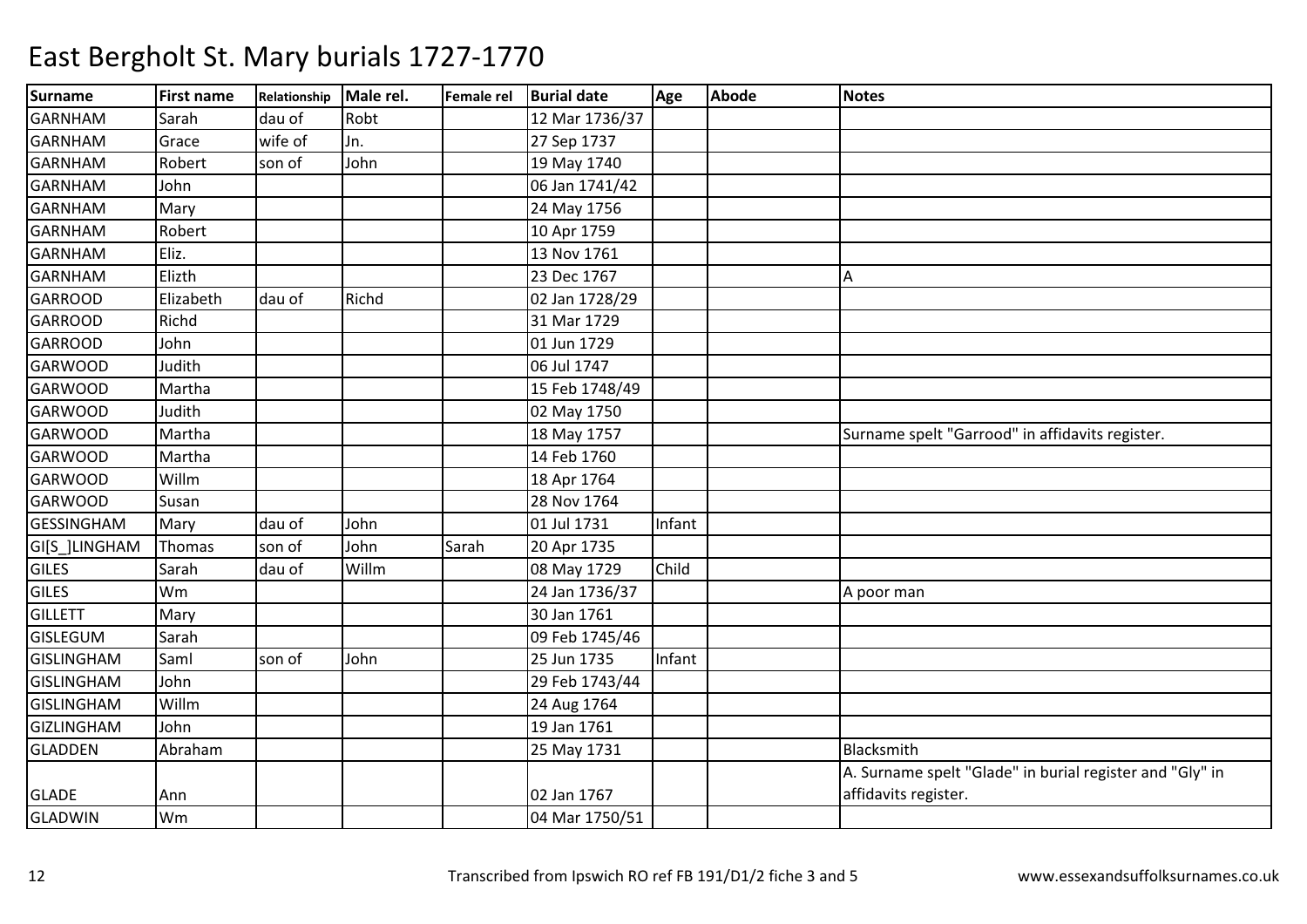# East Bergholt St. Mary burials 1727-1770

| Surname | First name | Relationship | Male rel. | Female rel | Burial date | Age | Abode | Notes |
|---|---|---|---|---|---|---|---|---|
| GARNHAM | Sarah | dau of | Robt | | 12 Mar 1736/37 | | | |
| GARNHAM | Grace | wife of | Jn. | | 27 Sep 1737 | | | |
| GARNHAM | Robert | son of | John | | 19 May 1740 | | | |
| GARNHAM | John | | | | 06 Jan 1741/42 | | | |
| GARNHAM | Mary | | | | 24 May 1756 | | | |
| GARNHAM | Robert | | | | 10 Apr 1759 | | | |
| GARNHAM | Eliz. | | | | 13 Nov 1761 | | | |
| GARNHAM | Elizth | | | | 23 Dec 1767 | | | A |
| GARROOD | Elizabeth | dau of | Richd | | 02 Jan 1728/29 | | | |
| GARROOD | Richd | | | | 31 Mar 1729 | | | |
| GARROOD | John | | | | 01 Jun 1729 | | | |
| GARWOOD | Judith | | | | 06 Jul 1747 | | | |
| GARWOOD | Martha | | | | 15 Feb 1748/49 | | | |
| GARWOOD | Judith | | | | 02 May 1750 | | | |
| GARWOOD | Martha | | | | 18 May 1757 | | | Surname spelt "Garrood" in affidavits register. |
| GARWOOD | Martha | | | | 14 Feb 1760 | | | |
| GARWOOD | Willm | | | | 18 Apr 1764 | | | |
| GARWOOD | Susan | | | | 28 Nov 1764 | | | |
| GESSINGHAM | Mary | dau of | John | | 01 Jul 1731 | Infant | | |
| GI[S_]LINGHAM | Thomas | son of | John | Sarah | 20 Apr 1735 | | | |
| GILES | Sarah | dau of | Willm | | 08 May 1729 | Child | | |
| GILES | Wm | | | | 24 Jan 1736/37 | | | A poor man |
| GILLETT | Mary | | | | 30 Jan 1761 | | | |
| GISLEGUM | Sarah | | | | 09 Feb 1745/46 | | | |
| GISLINGHAM | Saml | son of | John | | 25 Jun 1735 | Infant | | |
| GISLINGHAM | John | | | | 29 Feb 1743/44 | | | |
| GISLINGHAM | Willm | | | | 24 Aug 1764 | | | |
| GIZLINGHAM | John | | | | 19 Jan 1761 | | | |
| GLADDEN | Abraham | | | | 25 May 1731 | | | Blacksmith |
| GLADE | Ann | | | | 02 Jan 1767 | | | A. Surname spelt "Glade" in burial register and "Gly" in affidavits register. |
| GLADWIN | Wm | | | | 04 Mar 1750/51 | | | |

Transcribed from Ipswich RO ref FB 191/D1/2 fiche 3 and 5 www.essexandsuffolksurnames.co.uk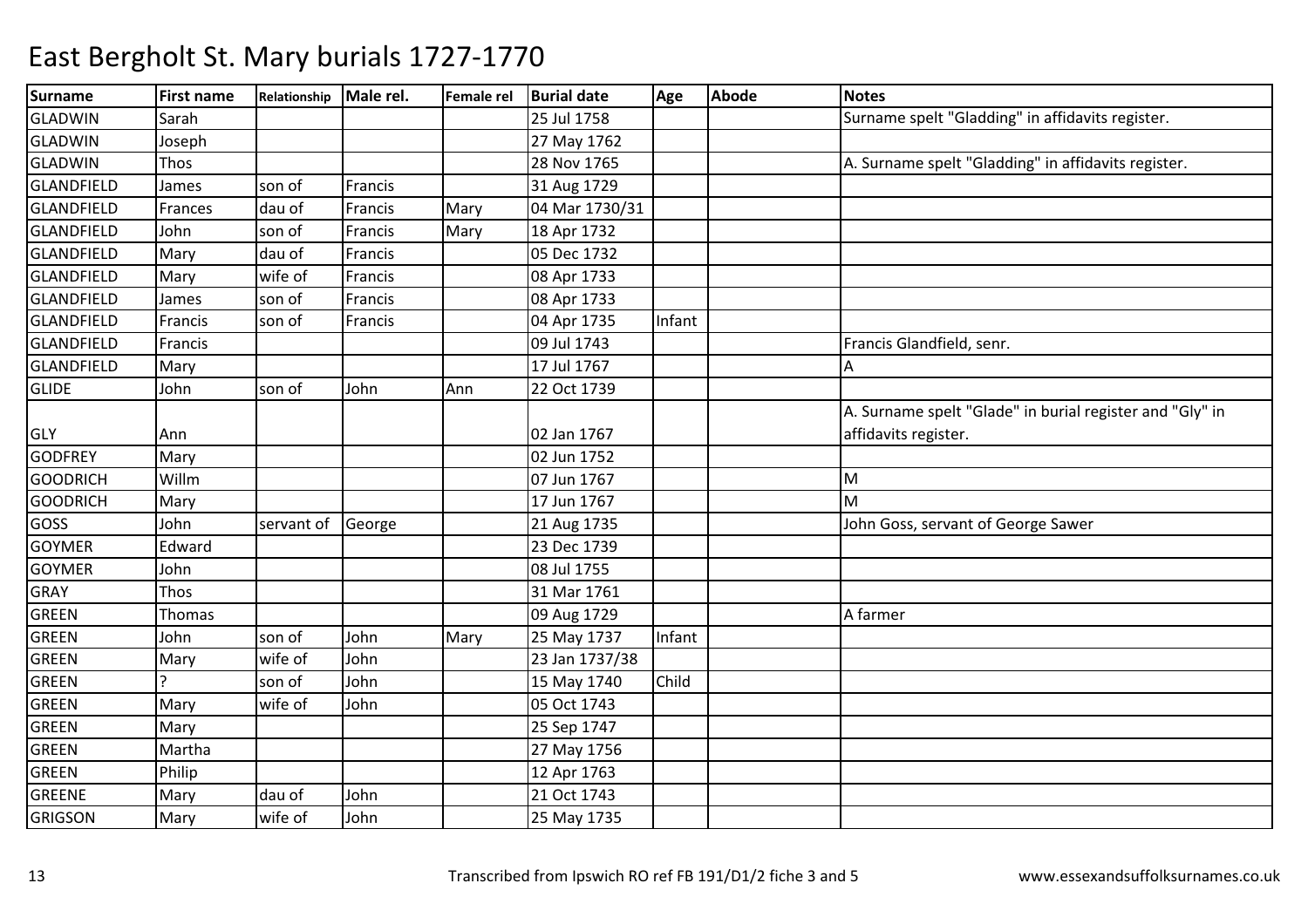# East Bergholt St. Mary burials 1727-1770

| Surname | First name | Relationship | Male rel. | Female rel | Burial date | Age | Abode | Notes |
|---|---|---|---|---|---|---|---|---|
| GLADWIN | Sarah | | | | 25 Jul 1758 | | | Surname spelt "Gladding" in affidavits register. |
| GLADWIN | Joseph | | | | 27 May 1762 | | | |
| GLADWIN | Thos | | | | 28 Nov 1765 | | | A. Surname spelt "Gladding" in affidavits register. |
| GLANDFIELD | James | son of | Francis | | 31 Aug 1729 | | | |
| GLANDFIELD | Frances | dau of | Francis | Mary | 04 Mar 1730/31 | | | |
| GLANDFIELD | John | son of | Francis | Mary | 18 Apr 1732 | | | |
| GLANDFIELD | Mary | dau of | Francis | | 05 Dec 1732 | | | |
| GLANDFIELD | Mary | wife of | Francis | | 08 Apr 1733 | | | |
| GLANDFIELD | James | son of | Francis | | 08 Apr 1733 | | | |
| GLANDFIELD | Francis | son of | Francis | | 04 Apr 1735 | Infant | | |
| GLANDFIELD | Francis | | | | 09 Jul 1743 | | | Francis Glandfield, senr. |
| GLANDFIELD | Mary | | | | 17 Jul 1767 | | | A |
| GLIDE | John | son of | John | Ann | 22 Oct 1739 | | | |
| GLY | Ann | | | | 02 Jan 1767 | | | A. Surname spelt "Glade" in burial register and "Gly" in affidavits register. |
| GODFREY | Mary | | | | 02 Jun 1752 | | | |
| GOODRICH | Willm | | | | 07 Jun 1767 | | | M |
| GOODRICH | Mary | | | | 17 Jun 1767 | | | M |
| GOSS | John | servant of | George | | 21 Aug 1735 | | | John Goss, servant of George Sawer |
| GOYMER | Edward | | | | 23 Dec 1739 | | | |
| GOYMER | John | | | | 08 Jul 1755 | | | |
| GRAY | Thos | | | | 31 Mar 1761 | | | |
| GREEN | Thomas | | | | 09 Aug 1729 | | | A farmer |
| GREEN | John | son of | John | Mary | 25 May 1737 | Infant | | |
| GREEN | Mary | wife of | John | | 23 Jan 1737/38 | | | |
| GREEN | ? | son of | John | | 15 May 1740 | Child | | |
| GREEN | Mary | wife of | John | | 05 Oct 1743 | | | |
| GREEN | Mary | | | | 25 Sep 1747 | | | |
| GREEN | Martha | | | | 27 May 1756 | | | |
| GREEN | Philip | | | | 12 Apr 1763 | | | |
| GREENE | Mary | dau of | John | | 21 Oct 1743 | | | |
| GRIGSON | Mary | wife of | John | | 25 May 1735 | | | |

Transcribed from Ipswich RO ref FB 191/D1/2 fiche 3 and 5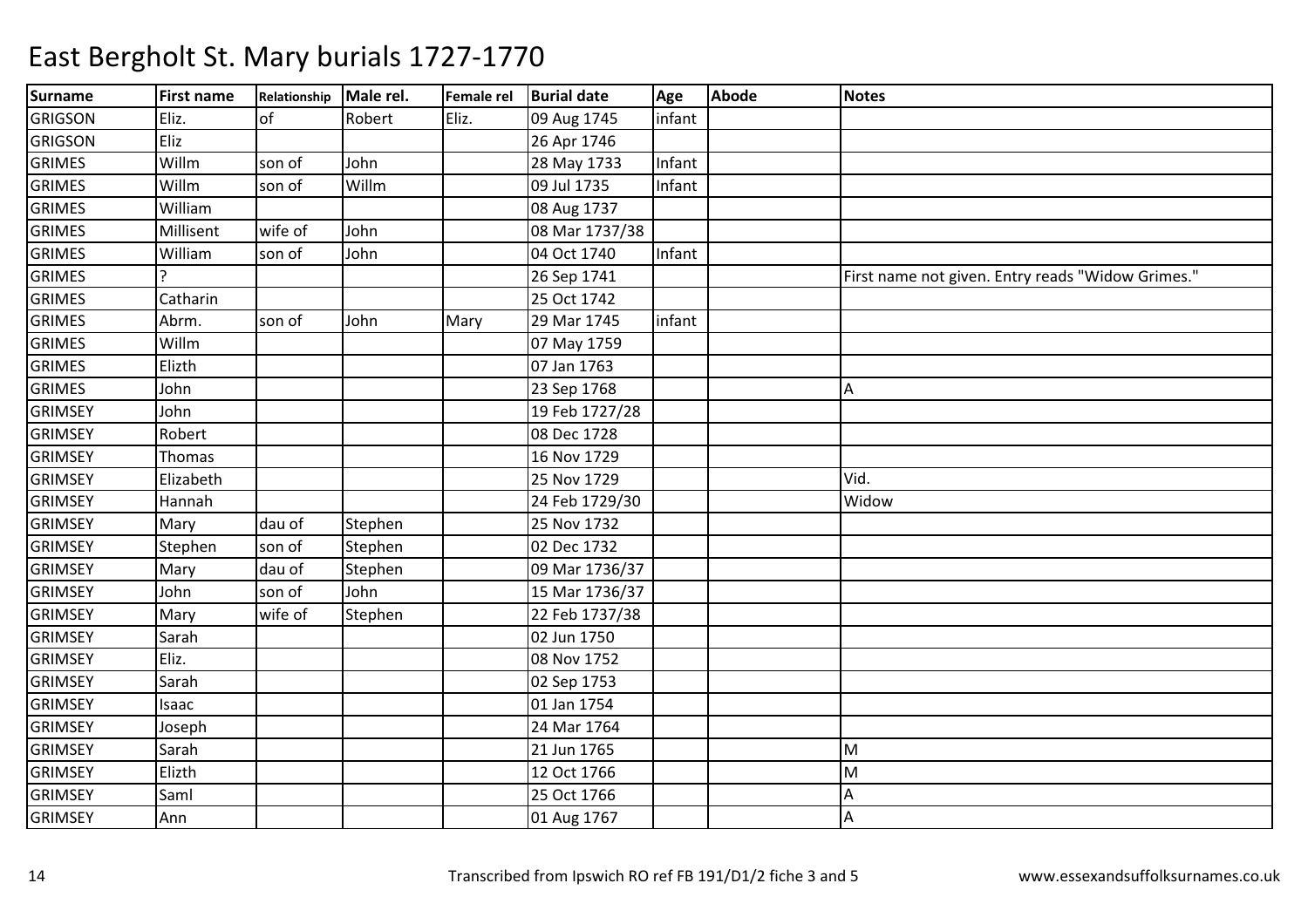# East Bergholt St. Mary burials 1727-1770

| Surname | First name | Relationship | Male rel. | Female rel | Burial date | Age | Abode | Notes |
|---|---|---|---|---|---|---|---|---|
| GRIGSON | Eliz. | of | Robert | Eliz. | 09 Aug 1745 | infant | | |
| GRIGSON | Eliz | | | | 26 Apr 1746 | | | |
| GRIMES | Willm | son of | John | | 28 May 1733 | Infant | | |
| GRIMES | Willm | son of | Willm | | 09 Jul 1735 | Infant | | |
| GRIMES | William | | | | 08 Aug 1737 | | | |
| GRIMES | Millisent | wife of | John | | 08 Mar 1737/38 | | | |
| GRIMES | William | son of | John | | 04 Oct 1740 | Infant | | |
| GRIMES | ? | | | | 26 Sep 1741 | | | First name not given. Entry reads "Widow Grimes." |
| GRIMES | Catharin | | | | 25 Oct 1742 | | | |
| GRIMES | Abrm. | son of | John | Mary | 29 Mar 1745 | infant | | |
| GRIMES | Willm | | | | 07 May 1759 | | | |
| GRIMES | Elizth | | | | 07 Jan 1763 | | | |
| GRIMES | John | | | | 23 Sep 1768 | | | A |
| GRIMSEY | John | | | | 19 Feb 1727/28 | | | |
| GRIMSEY | Robert | | | | 08 Dec 1728 | | | |
| GRIMSEY | Thomas | | | | 16 Nov 1729 | | | |
| GRIMSEY | Elizabeth | | | | 25 Nov 1729 | | | Vid. |
| GRIMSEY | Hannah | | | | 24 Feb 1729/30 | | | Widow |
| GRIMSEY | Mary | dau of | Stephen | | 25 Nov 1732 | | | |
| GRIMSEY | Stephen | son of | Stephen | | 02 Dec 1732 | | | |
| GRIMSEY | Mary | dau of | Stephen | | 09 Mar 1736/37 | | | |
| GRIMSEY | John | son of | John | | 15 Mar 1736/37 | | | |
| GRIMSEY | Mary | wife of | Stephen | | 22 Feb 1737/38 | | | |
| GRIMSEY | Sarah | | | | 02 Jun 1750 | | | |
| GRIMSEY | Eliz. | | | | 08 Nov 1752 | | | |
| GRIMSEY | Sarah | | | | 02 Sep 1753 | | | |
| GRIMSEY | Isaac | | | | 01 Jan 1754 | | | |
| GRIMSEY | Joseph | | | | 24 Mar 1764 | | | |
| GRIMSEY | Sarah | | | | 21 Jun 1765 | | | M |
| GRIMSEY | Elizth | | | | 12 Oct 1766 | | | M |
| GRIMSEY | Saml | | | | 25 Oct 1766 | | | A |
| GRIMSEY | Ann | | | | 01 Aug 1767 | | | A |

Transcribed from Ipswich RO ref FB 191/D1/2 fiche 3 and 5 www.essexandsuffolksurnames.co.uk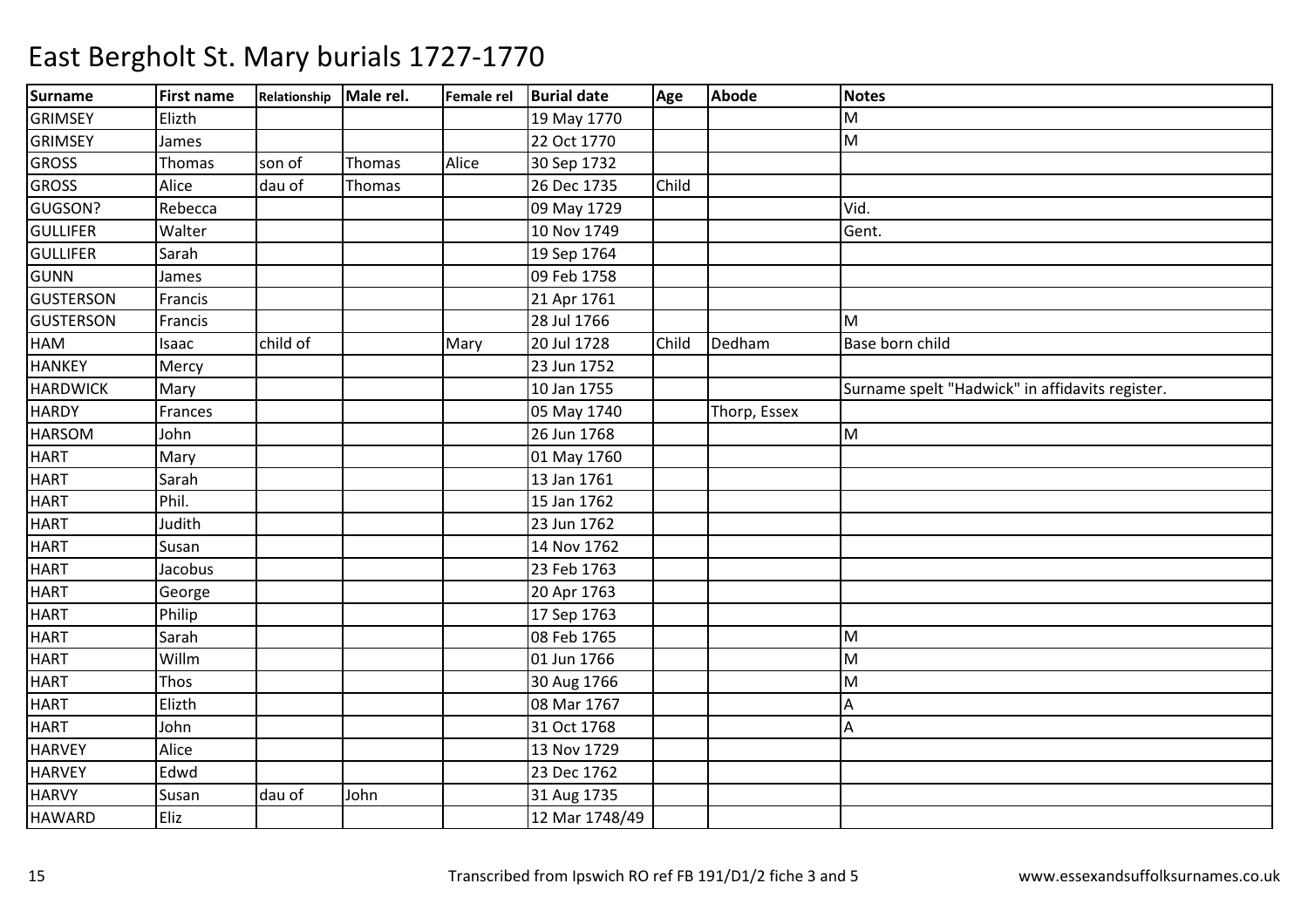# East Bergholt St. Mary burials 1727-1770

| Surname | First name | Relationship | Male rel. | Female rel | Burial date | Age | Abode | Notes |
|---|---|---|---|---|---|---|---|---|
| GRIMSEY | Elizth | | | | 19 May 1770 | | | M |
| GRIMSEY | James | | | | 22 Oct 1770 | | | M |
| GROSS | Thomas | son of | Thomas | Alice | 30 Sep 1732 | | | |
| GROSS | Alice | dau of | Thomas | | 26 Dec 1735 | Child | | |
| GUGSON? | Rebecca | | | | 09 May 1729 | | | Vid. |
| GULLIFER | Walter | | | | 10 Nov 1749 | | | Gent. |
| GULLIFER | Sarah | | | | 19 Sep 1764 | | | |
| GUNN | James | | | | 09 Feb 1758 | | | |
| GUSTERSON | Francis | | | | 21 Apr 1761 | | | |
| GUSTERSON | Francis | | | | 28 Jul 1766 | | | M |
| HAM | Isaac | child of | | Mary | 20 Jul 1728 | Child | Dedham | Base born child |
| HANKEY | Mercy | | | | 23 Jun 1752 | | | |
| HARDWICK | Mary | | | | 10 Jan 1755 | | | Surname spelt "Hadwick" in affidavits register. |
| HARDY | Frances | | | | 05 May 1740 | | Thorp, Essex | |
| HARSOM | John | | | | 26 Jun 1768 | | | M |
| HART | Mary | | | | 01 May 1760 | | | |
| HART | Sarah | | | | 13 Jan 1761 | | | |
| HART | Phil. | | | | 15 Jan 1762 | | | |
| HART | Judith | | | | 23 Jun 1762 | | | |
| HART | Susan | | | | 14 Nov 1762 | | | |
| HART | Jacobus | | | | 23 Feb 1763 | | | |
| HART | George | | | | 20 Apr 1763 | | | |
| HART | Philip | | | | 17 Sep 1763 | | | |
| HART | Sarah | | | | 08 Feb 1765 | | | M |
| HART | Willm | | | | 01 Jun 1766 | | | M |
| HART | Thos | | | | 30 Aug 1766 | | | M |
| HART | Elizth | | | | 08 Mar 1767 | | | A |
| HART | John | | | | 31 Oct 1768 | | | A |
| HARVEY | Alice | | | | 13 Nov 1729 | | | |
| HARVEY | Edwd | | | | 23 Dec 1762 | | | |
| HARVY | Susan | dau of | John | | 31 Aug 1735 | | | |
| HAWARD | Eliz | | | | 12 Mar 1748/49 | | | |

Transcribed from Ipswich RO ref FB 191/D1/2 fiche 3 and 5 www.essexandsuffolksurnames.co.uk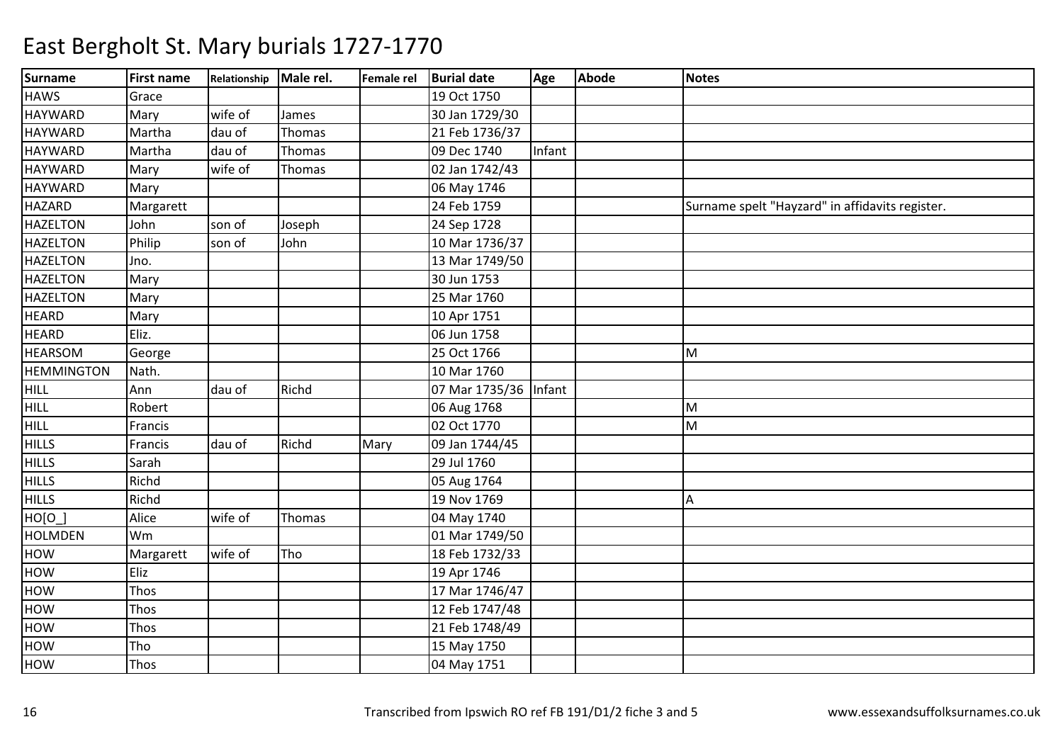# East Bergholt St. Mary burials 1727-1770

| Surname | First name | Relationship | Male rel. | Female rel | Burial date | Age | Abode | Notes |
|---|---|---|---|---|---|---|---|---|
| HAWS | Grace | | | | 19 Oct 1750 | | | |
| HAYWARD | Mary | wife of | James | | 30 Jan 1729/30 | | | |
| HAYWARD | Martha | dau of | Thomas | | 21 Feb 1736/37 | | | |
| HAYWARD | Martha | dau of | Thomas | | 09 Dec 1740 | Infant | | |
| HAYWARD | Mary | wife of | Thomas | | 02 Jan 1742/43 | | | |
| HAYWARD | Mary | | | | 06 May 1746 | | | |
| HAZARD | Margarett | | | | 24 Feb 1759 | | | Surname spelt "Hayzard" in affidavits register. |
| HAZELTON | John | son of | Joseph | | 24 Sep 1728 | | | |
| HAZELTON | Philip | son of | John | | 10 Mar 1736/37 | | | |
| HAZELTON | Jno. | | | | 13 Mar 1749/50 | | | |
| HAZELTON | Mary | | | | 30 Jun 1753 | | | |
| HAZELTON | Mary | | | | 25 Mar 1760 | | | |
| HEARD | Mary | | | | 10 Apr 1751 | | | |
| HEARD | Eliz. | | | | 06 Jun 1758 | | | |
| HEARSOM | George | | | | 25 Oct 1766 | | | M |
| HEMMINGTON | Nath. | | | | 10 Mar 1760 | | | |
| HILL | Ann | dau of | Richd | | 07 Mar 1735/36 | Infant | | |
| HILL | Robert | | | | 06 Aug 1768 | | | M |
| HILL | Francis | | | | 02 Oct 1770 | | | M |
| HILLS | Francis | dau of | Richd | Mary | 09 Jan 1744/45 | | | |
| HILLS | Sarah | | | | 29 Jul 1760 | | | |
| HILLS | Richd | | | | 05 Aug 1764 | | | |
| HILLS | Richd | | | | 19 Nov 1769 | | | A |
| HO[O_] | Alice | wife of | Thomas | | 04 May 1740 | | | |
| HOLMDEN | Wm | | | | 01 Mar 1749/50 | | | |
| HOW | Margarett | wife of | Tho | | 18 Feb 1732/33 | | | |
| HOW | Eliz | | | | 19 Apr 1746 | | | |
| HOW | Thos | | | | 17 Mar 1746/47 | | | |
| HOW | Thos | | | | 12 Feb 1747/48 | | | |
| HOW | Thos | | | | 21 Feb 1748/49 | | | |
| HOW | Tho | | | | 15 May 1750 | | | |
| HOW | Thos | | | | 04 May 1751 | | | |

Transcribed from Ipswich RO ref FB 191/D1/2 fiche 3 and 5

www.essexandsuffolksurnames.co.uk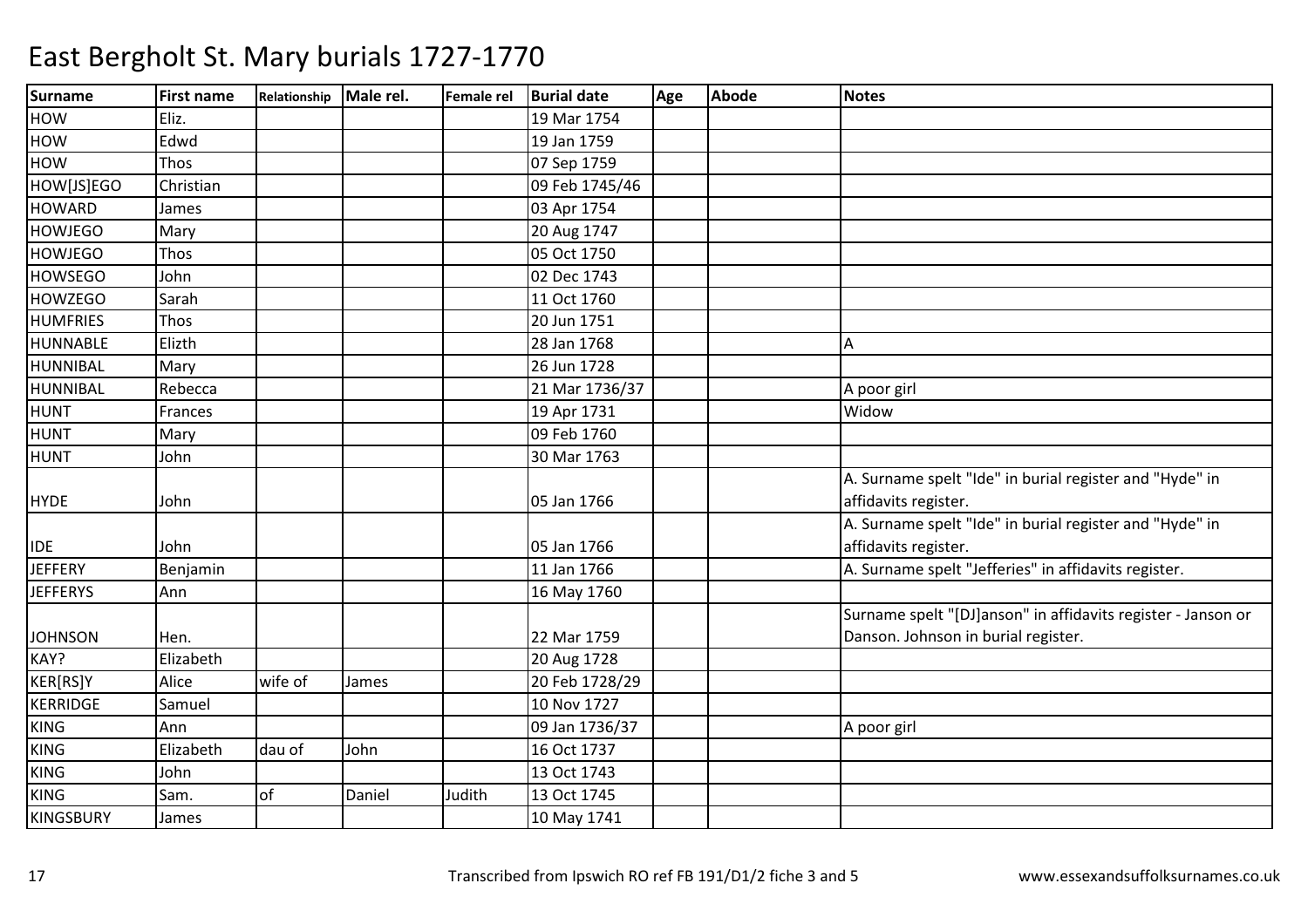# East Bergholt St. Mary burials 1727-1770

| Surname | First name | Relationship | Male rel. | Female rel | Burial date | Age | Abode | Notes |
|---|---|---|---|---|---|---|---|---|
| HOW | Eliz. | | | | 19 Mar 1754 | | | |
| HOW | Edwd | | | | 19 Jan 1759 | | | |
| HOW | Thos | | | | 07 Sep 1759 | | | |
| HOW[JS]EGO | Christian | | | | 09 Feb 1745/46 | | | |
| HOWARD | James | | | | 03 Apr 1754 | | | |
| HOWJEGO | Mary | | | | 20 Aug 1747 | | | |
| HOWJEGO | Thos | | | | 05 Oct 1750 | | | |
| HOWSEGO | John | | | | 02 Dec 1743 | | | |
| HOWZEGO | Sarah | | | | 11 Oct 1760 | | | |
| HUMFRIES | Thos | | | | 20 Jun 1751 | | | |
| HUNNABLE | Elizth | | | | 28 Jan 1768 | | | A |
| HUNNIBAL | Mary | | | | 26 Jun 1728 | | | |
| HUNNIBAL | Rebecca | | | | 21 Mar 1736/37 | | | A poor girl |
| HUNT | Frances | | | | 19 Apr 1731 | | | Widow |
| HUNT | Mary | | | | 09 Feb 1760 | | | |
| HUNT | John | | | | 30 Mar 1763 | | | |
| HYDE | John | | | | 05 Jan 1766 | | | A. Surname spelt "Ide" in burial register and "Hyde" in affidavits register. |
| IDE | John | | | | 05 Jan 1766 | | | A. Surname spelt "Ide" in burial register and "Hyde" in affidavits register. |
| JEFFERY | Benjamin | | | | 11 Jan 1766 | | | A. Surname spelt "Jefferies" in affidavits register. |
| JEFFERYS | Ann | | | | 16 May 1760 | | | |
| JOHNSON | Hen. | | | | 22 Mar 1759 | | | Surname spelt "[DJ]anson" in affidavits register - Janson or Danson. Johnson in burial register. |
| KAY? | Elizabeth | | | | 20 Aug 1728 | | | |
| KER[RS]Y | Alice | wife of | James | | 20 Feb 1728/29 | | | |
| KERRIDGE | Samuel | | | | 10 Nov 1727 | | | |
| KING | Ann | | | | 09 Jan 1736/37 | | | A poor girl |
| KING | Elizabeth | dau of | John | | 16 Oct 1737 | | | |
| KING | John | | | | 13 Oct 1743 | | | |
| KING | Sam. | of | Daniel | Judith | 13 Oct 1745 | | | |
| KINGSBURY | James | | | | 10 May 1741 | | | |

Transcribed from Ipswich RO ref FB 191/D1/2 fiche 3 and 5 www.essexandsuffolksurnames.co.uk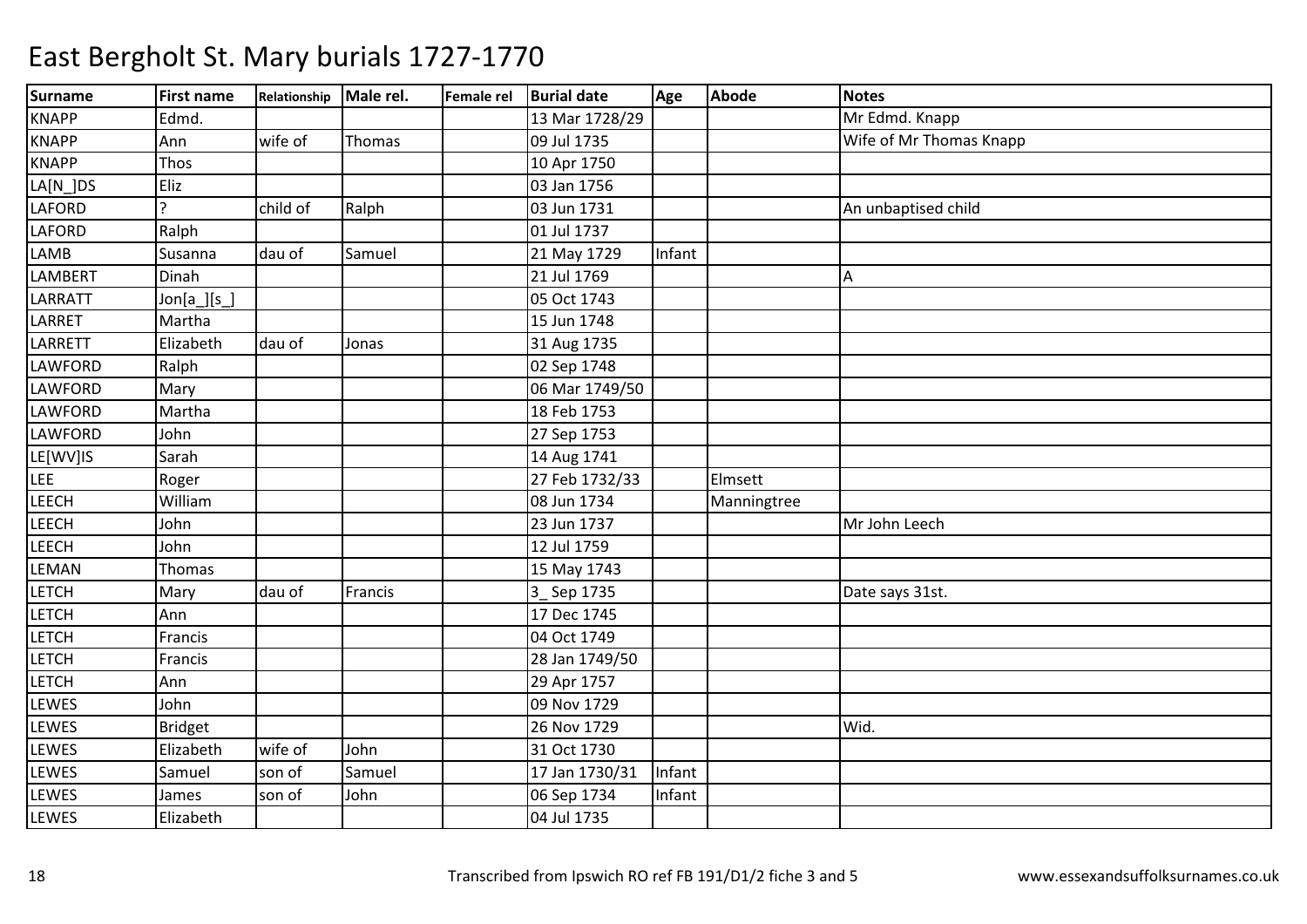# East Bergholt St. Mary burials 1727-1770

| Surname | First name | Relationship | Male rel. | Female rel | Burial date | Age | Abode | Notes |
|---|---|---|---|---|---|---|---|---|
| KNAPP | Edmd. | | | | 13 Mar 1728/29 | | | Mr Edmd. Knapp |
| KNAPP | Ann | wife of | Thomas | | 09 Jul 1735 | | | Wife of Mr Thomas Knapp |
| KNAPP | Thos | | | | 10 Apr 1750 | | | |
| LA[N_]DS | Eliz | | | | 03 Jan 1756 | | | |
| LAFORD | ? | child of | Ralph | | 03 Jun 1731 | | | An unbaptised child |
| LAFORD | Ralph | | | | 01 Jul 1737 | | | |
| LAMB | Susanna | dau of | Samuel | | 21 May 1729 | Infant | | |
| LAMBERT | Dinah | | | | 21 Jul 1769 | | | A |
| LARRATT | Jon[a_][s_] | | | | 05 Oct 1743 | | | |
| LARRET | Martha | | | | 15 Jun 1748 | | | |
| LARRETT | Elizabeth | dau of | Jonas | | 31 Aug 1735 | | | |
| LAWFORD | Ralph | | | | 02 Sep 1748 | | | |
| LAWFORD | Mary | | | | 06 Mar 1749/50 | | | |
| LAWFORD | Martha | | | | 18 Feb 1753 | | | |
| LAWFORD | John | | | | 27 Sep 1753 | | | |
| LE[WV]IS | Sarah | | | | 14 Aug 1741 | | | |
| LEE | Roger | | | | 27 Feb 1732/33 | | Elmsett | |
| LEECH | William | | | | 08 Jun 1734 | | Manningtree | |
| LEECH | John | | | | 23 Jun 1737 | | | Mr John Leech |
| LEECH | John | | | | 12 Jul 1759 | | | |
| LEMAN | Thomas | | | | 15 May 1743 | | | |
| LETCH | Mary | dau of | Francis | | 3_ Sep 1735 | | | Date says 31st. |
| LETCH | Ann | | | | 17 Dec 1745 | | | |
| LETCH | Francis | | | | 04 Oct 1749 | | | |
| LETCH | Francis | | | | 28 Jan 1749/50 | | | |
| LETCH | Ann | | | | 29 Apr 1757 | | | |
| LEWES | John | | | | 09 Nov 1729 | | | |
| LEWES | Bridget | | | | 26 Nov 1729 | | | Wid. |
| LEWES | Elizabeth | wife of | John | | 31 Oct 1730 | | | |
| LEWES | Samuel | son of | Samuel | | 17 Jan 1730/31 | Infant | | |
| LEWES | James | son of | John | | 06 Sep 1734 | Infant | | |
| LEWES | Elizabeth | | | | 04 Jul 1735 | | | |

Transcribed from Ipswich RO ref FB 191/D1/2 fiche 3 and 5

www.essexandsuffolksurnames.co.uk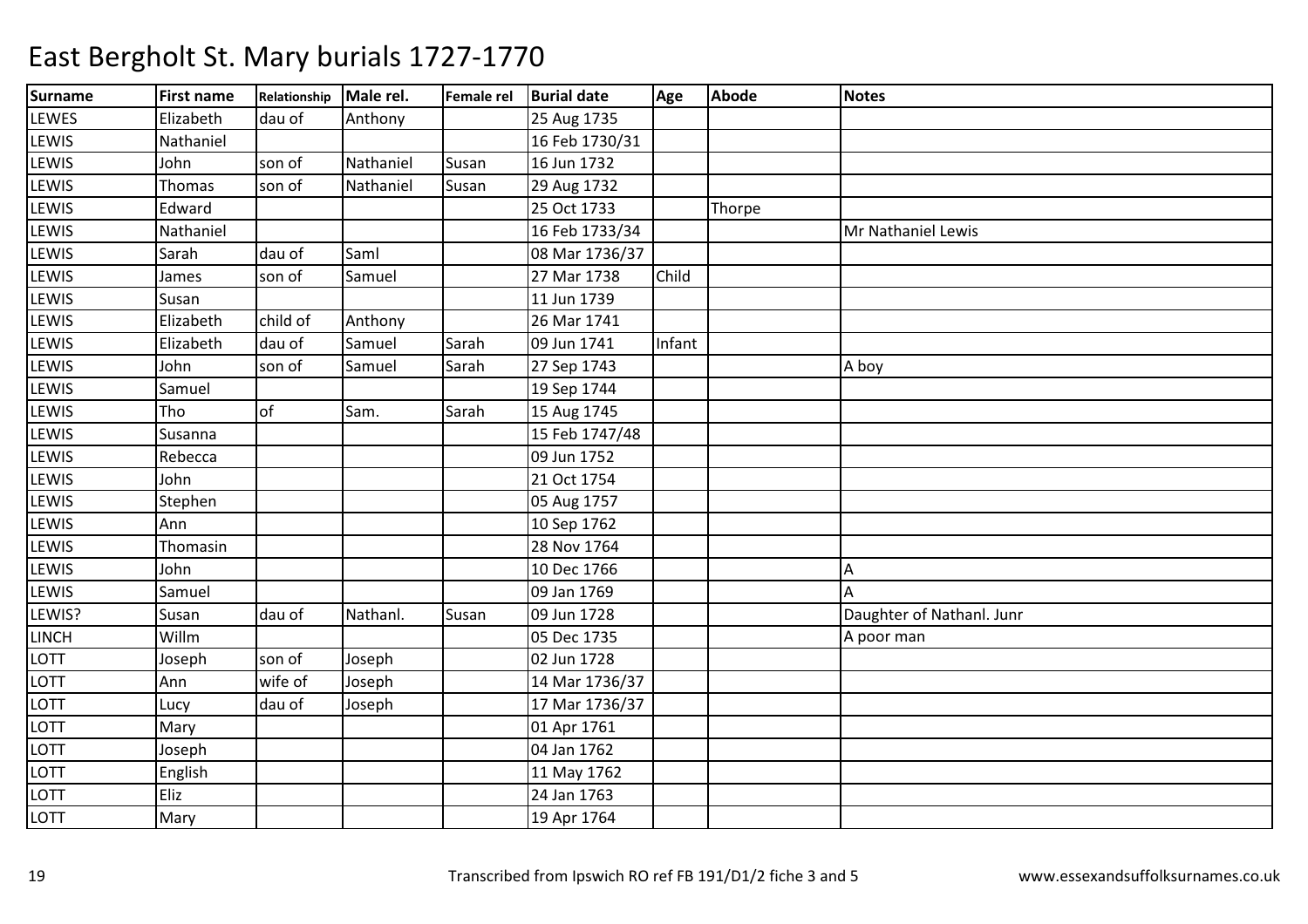# East Bergholt St. Mary burials 1727-1770

| Surname | First name | Relationship | Male rel. | Female rel | Burial date | Age | Abode | Notes |
|---|---|---|---|---|---|---|---|---|
| LEWES | Elizabeth | dau of | Anthony | | 25 Aug 1735 | | | |
| LEWIS | Nathaniel | | | | 16 Feb 1730/31 | | | |
| LEWIS | John | son of | Nathaniel | Susan | 16 Jun 1732 | | | |
| LEWIS | Thomas | son of | Nathaniel | Susan | 29 Aug 1732 | | | |
| LEWIS | Edward | | | | 25 Oct 1733 | | Thorpe | |
| LEWIS | Nathaniel | | | | 16 Feb 1733/34 | | | Mr Nathaniel Lewis |
| LEWIS | Sarah | dau of | Saml | | 08 Mar 1736/37 | | | |
| LEWIS | James | son of | Samuel | | 27 Mar 1738 | Child | | |
| LEWIS | Susan | | | | 11 Jun 1739 | | | |
| LEWIS | Elizabeth | child of | Anthony | | 26 Mar 1741 | | | |
| LEWIS | Elizabeth | dau of | Samuel | Sarah | 09 Jun 1741 | Infant | | |
| LEWIS | John | son of | Samuel | Sarah | 27 Sep 1743 | | | A boy |
| LEWIS | Samuel | | | | 19 Sep 1744 | | | |
| LEWIS | Tho | of | Sam. | Sarah | 15 Aug 1745 | | | |
| LEWIS | Susanna | | | | 15 Feb 1747/48 | | | |
| LEWIS | Rebecca | | | | 09 Jun 1752 | | | |
| LEWIS | John | | | | 21 Oct 1754 | | | |
| LEWIS | Stephen | | | | 05 Aug 1757 | | | |
| LEWIS | Ann | | | | 10 Sep 1762 | | | |
| LEWIS | Thomasin | | | | 28 Nov 1764 | | | |
| LEWIS | John | | | | 10 Dec 1766 | | | A |
| LEWIS | Samuel | | | | 09 Jan 1769 | | | A |
| LEWIS? | Susan | dau of | Nathanl. | Susan | 09 Jun 1728 | | | Daughter of Nathanl. Junr |
| LINCH | Willm | | | | 05 Dec 1735 | | | A poor man |
| LOTT | Joseph | son of | Joseph | | 02 Jun 1728 | | | |
| LOTT | Ann | wife of | Joseph | | 14 Mar 1736/37 | | | |
| LOTT | Lucy | dau of | Joseph | | 17 Mar 1736/37 | | | |
| LOTT | Mary | | | | 01 Apr 1761 | | | |
| LOTT | Joseph | | | | 04 Jan 1762 | | | |
| LOTT | English | | | | 11 May 1762 | | | |
| LOTT | Eliz | | | | 24 Jan 1763 | | | |
| LOTT | Mary | | | | 19 Apr 1764 | | | |

Transcribed from Ipswich RO ref FB 191/D1/2 fiche 3 and 5 www.essexandsuffolksurnames.co.uk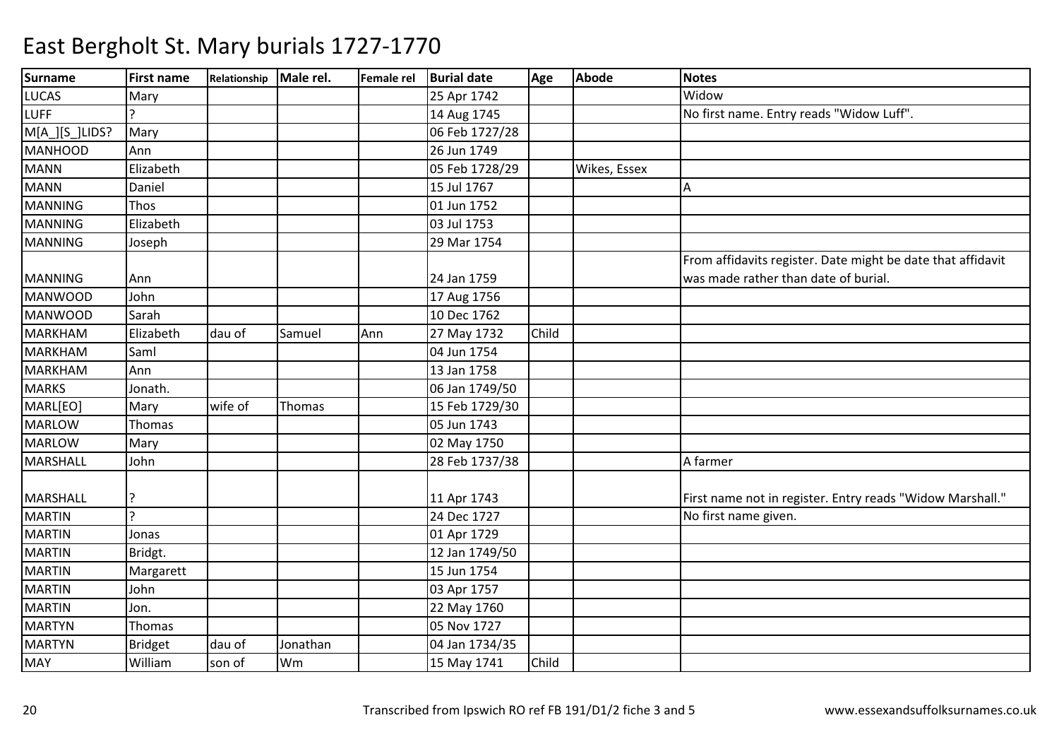# East Bergholt St. Mary burials 1727-1770

| Surname | First name | Relationship | Male rel. | Female rel | Burial date | Age | Abode | Notes |
|---|---|---|---|---|---|---|---|---|
| LUCAS | Mary | | | | 25 Apr 1742 | | | Widow |
| LUFF | ? | | | | 14 Aug 1745 | | | No first name. Entry reads "Widow Luff". |
| M[A_][S_]LIDS? | Mary | | | | 06 Feb 1727/28 | | | |
| MANHOOD | Ann | | | | 26 Jun 1749 | | | |
| MANN | Elizabeth | | | | 05 Feb 1728/29 | | Wikes, Essex | |
| MANN | Daniel | | | | 15 Jul 1767 | | | A |
| MANNING | Thos | | | | 01 Jun 1752 | | | |
| MANNING | Elizabeth | | | | 03 Jul 1753 | | | |
| MANNING | Joseph | | | | 29 Mar 1754 | | | |
| MANNING | Ann | | | | 24 Jan 1759 | | | From affidavits register. Date might be date that affidavit was made rather than date of burial. |
| MANWOOD | John | | | | 17 Aug 1756 | | | |
| MANWOOD | Sarah | | | | 10 Dec 1762 | | | |
| MARKHAM | Elizabeth | dau of | Samuel | Ann | 27 May 1732 | Child | | |
| MARKHAM | Saml | | | | 04 Jun 1754 | | | |
| MARKHAM | Ann | | | | 13 Jan 1758 | | | |
| MARKS | Jonath. | | | | 06 Jan 1749/50 | | | |
| MARL[EO] | Mary | wife of | Thomas | | 15 Feb 1729/30 | | | |
| MARLOW | Thomas | | | | 05 Jun 1743 | | | |
| MARLOW | Mary | | | | 02 May 1750 | | | |
| MARSHALL | John | | | | 28 Feb 1737/38 | | | A farmer |
| MARSHALL | ? | | | | 11 Apr 1743 | | | First name not in register. Entry reads "Widow Marshall." |
| MARTIN | ? | | | | 24 Dec 1727 | | | No first name given. |
| MARTIN | Jonas | | | | 01 Apr 1729 | | | |
| MARTIN | Bridgt. | | | | 12 Jan 1749/50 | | | |
| MARTIN | Margarett | | | | 15 Jun 1754 | | | |
| MARTIN | John | | | | 03 Apr 1757 | | | |
| MARTIN | Jon. | | | | 22 May 1760 | | | |
| MARTYN | Thomas | | | | 05 Nov 1727 | | | |
| MARTYN | Bridget | dau of | Jonathan | | 04 Jan 1734/35 | | | |
| MAY | William | son of | Wm | | 15 May 1741 | Child | | |

Transcribed from Ipswich RO ref FB 191/D1/2 fiche 3 and 5 www.essexandsuffolksurnames.co.uk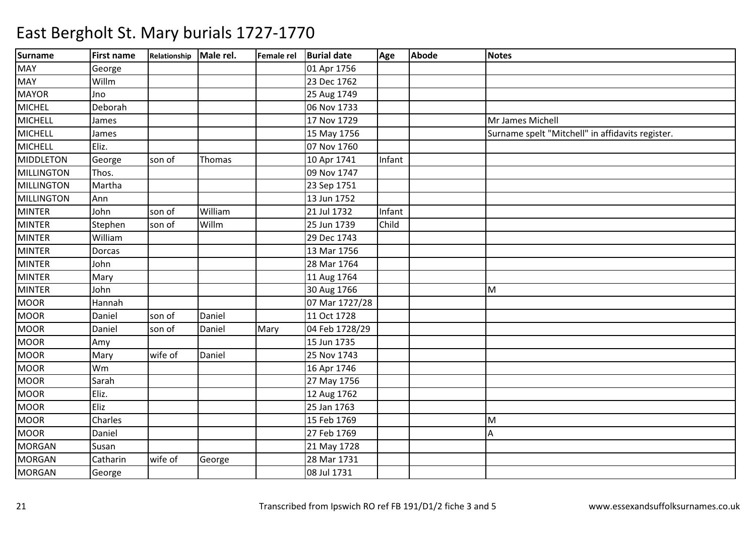# East Bergholt St. Mary burials 1727-1770

| Surname | First name | Relationship | Male rel. | Female rel | Burial date | Age | Abode | Notes |
|---|---|---|---|---|---|---|---|---|
| MAY | George | | | | 01 Apr 1756 | | | |
| MAY | Willm | | | | 23 Dec 1762 | | | |
| MAYOR | Jno | | | | 25 Aug 1749 | | | |
| MICHEL | Deborah | | | | 06 Nov 1733 | | | |
| MICHELL | James | | | | 17 Nov 1729 | | | Mr James Michell |
| MICHELL | James | | | | 15 May 1756 | | | Surname spelt "Mitchell" in affidavits register. |
| MICHELL | Eliz. | | | | 07 Nov 1760 | | | |
| MIDDLETON | George | son of | Thomas | | 10 Apr 1741 | Infant | | |
| MILLINGTON | Thos. | | | | 09 Nov 1747 | | | |
| MILLINGTON | Martha | | | | 23 Sep 1751 | | | |
| MILLINGTON | Ann | | | | 13 Jun 1752 | | | |
| MINTER | John | son of | William | | 21 Jul 1732 | Infant | | |
| MINTER | Stephen | son of | Willm | | 25 Jun 1739 | Child | | |
| MINTER | William | | | | 29 Dec 1743 | | | |
| MINTER | Dorcas | | | | 13 Mar 1756 | | | |
| MINTER | John | | | | 28 Mar 1764 | | | |
| MINTER | Mary | | | | 11 Aug 1764 | | | |
| MINTER | John | | | | 30 Aug 1766 | | | M |
| MOOR | Hannah | | | | 07 Mar 1727/28 | | | |
| MOOR | Daniel | son of | Daniel | | 11 Oct 1728 | | | |
| MOOR | Daniel | son of | Daniel | Mary | 04 Feb 1728/29 | | | |
| MOOR | Amy | | | | 15 Jun 1735 | | | |
| MOOR | Mary | wife of | Daniel | | 25 Nov 1743 | | | |
| MOOR | Wm | | | | 16 Apr 1746 | | | |
| MOOR | Sarah | | | | 27 May 1756 | | | |
| MOOR | Eliz. | | | | 12 Aug 1762 | | | |
| MOOR | Eliz | | | | 25 Jan 1763 | | | |
| MOOR | Charles | | | | 15 Feb 1769 | | | M |
| MOOR | Daniel | | | | 27 Feb 1769 | | | A |
| MORGAN | Susan | | | | 21 May 1728 | | | |
| MORGAN | Catharin | wife of | George | | 28 Mar 1731 | | | |
| MORGAN | George | | | | 08 Jul 1731 | | | |

Transcribed from Ipswich RO ref FB 191/D1/2 fiche 3 and 5 www.essexandsuffolksurnames.co.uk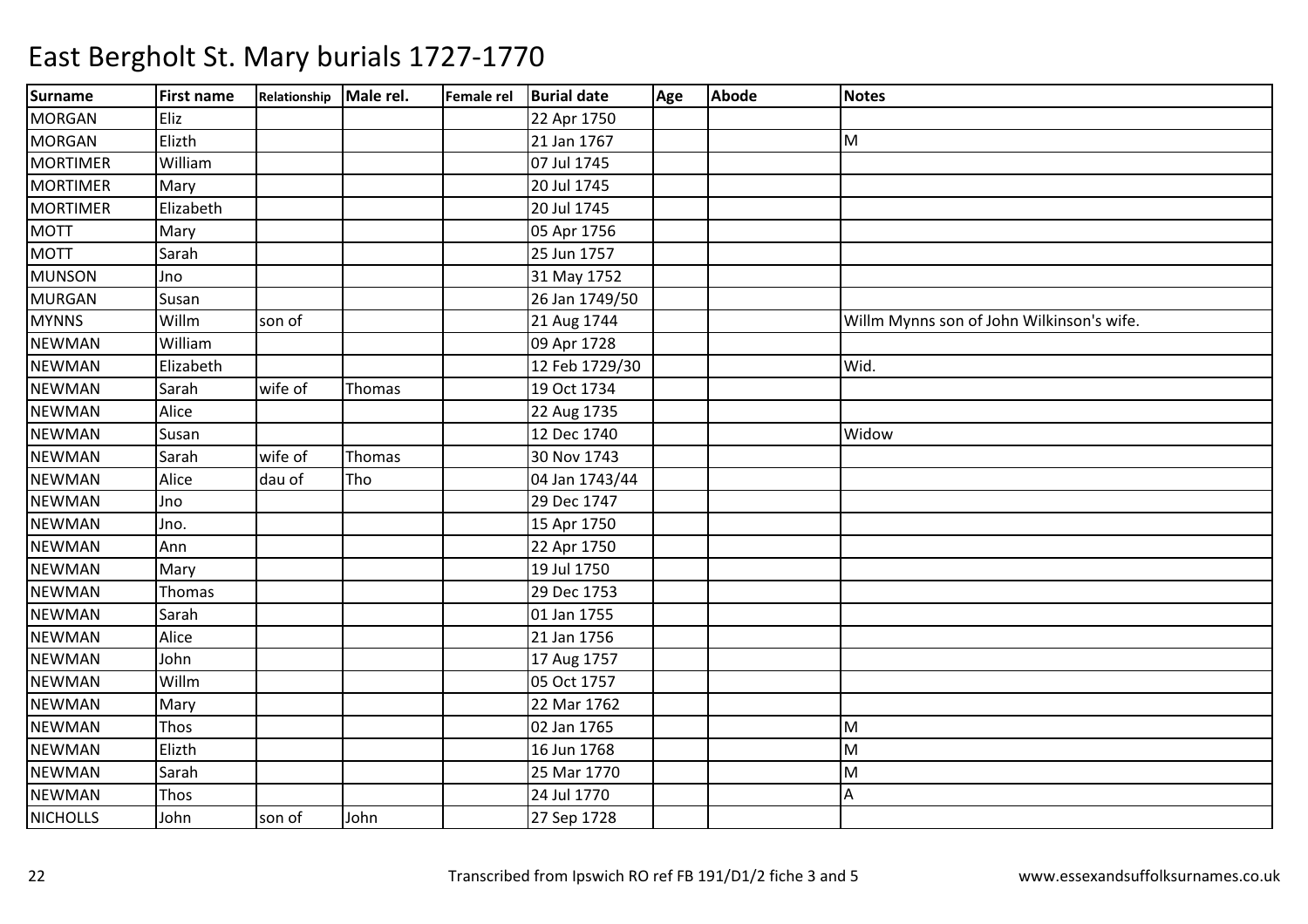# East Bergholt St. Mary burials 1727-1770

| Surname | First name | Relationship | Male rel. | Female rel | Burial date | Age | Abode | Notes |
|---|---|---|---|---|---|---|---|---|
| MORGAN | Eliz | | | | 22 Apr 1750 | | | |
| MORGAN | Elizth | | | | 21 Jan 1767 | | | M |
| MORTIMER | William | | | | 07 Jul 1745 | | | |
| MORTIMER | Mary | | | | 20 Jul 1745 | | | |
| MORTIMER | Elizabeth | | | | 20 Jul 1745 | | | |
| MOTT | Mary | | | | 05 Apr 1756 | | | |
| MOTT | Sarah | | | | 25 Jun 1757 | | | |
| MUNSON | Jno | | | | 31 May 1752 | | | |
| MURGAN | Susan | | | | 26 Jan 1749/50 | | | |
| MYNNS | Willm | son of | | | 21 Aug 1744 | | | Willm Mynns son of John Wilkinson's wife. |
| NEWMAN | William | | | | 09 Apr 1728 | | | |
| NEWMAN | Elizabeth | | | | 12 Feb 1729/30 | | | Wid. |
| NEWMAN | Sarah | wife of | Thomas | | 19 Oct 1734 | | | |
| NEWMAN | Alice | | | | 22 Aug 1735 | | | |
| NEWMAN | Susan | | | | 12 Dec 1740 | | | Widow |
| NEWMAN | Sarah | wife of | Thomas | | 30 Nov 1743 | | | |
| NEWMAN | Alice | dau of | Tho | | 04 Jan 1743/44 | | | |
| NEWMAN | Jno | | | | 29 Dec 1747 | | | |
| NEWMAN | Jno. | | | | 15 Apr 1750 | | | |
| NEWMAN | Ann | | | | 22 Apr 1750 | | | |
| NEWMAN | Mary | | | | 19 Jul 1750 | | | |
| NEWMAN | Thomas | | | | 29 Dec 1753 | | | |
| NEWMAN | Sarah | | | | 01 Jan 1755 | | | |
| NEWMAN | Alice | | | | 21 Jan 1756 | | | |
| NEWMAN | John | | | | 17 Aug 1757 | | | |
| NEWMAN | Willm | | | | 05 Oct 1757 | | | |
| NEWMAN | Mary | | | | 22 Mar 1762 | | | |
| NEWMAN | Thos | | | | 02 Jan 1765 | | | M |
| NEWMAN | Elizth | | | | 16 Jun 1768 | | | M |
| NEWMAN | Sarah | | | | 25 Mar 1770 | | | M |
| NEWMAN | Thos | | | | 24 Jul 1770 | | | A |
| NICHOLLS | John | son of | John | | 27 Sep 1728 | | | |

Transcribed from Ipswich RO ref FB 191/D1/2 fiche 3 and 5 www.essexandsuffolksurnames.co.uk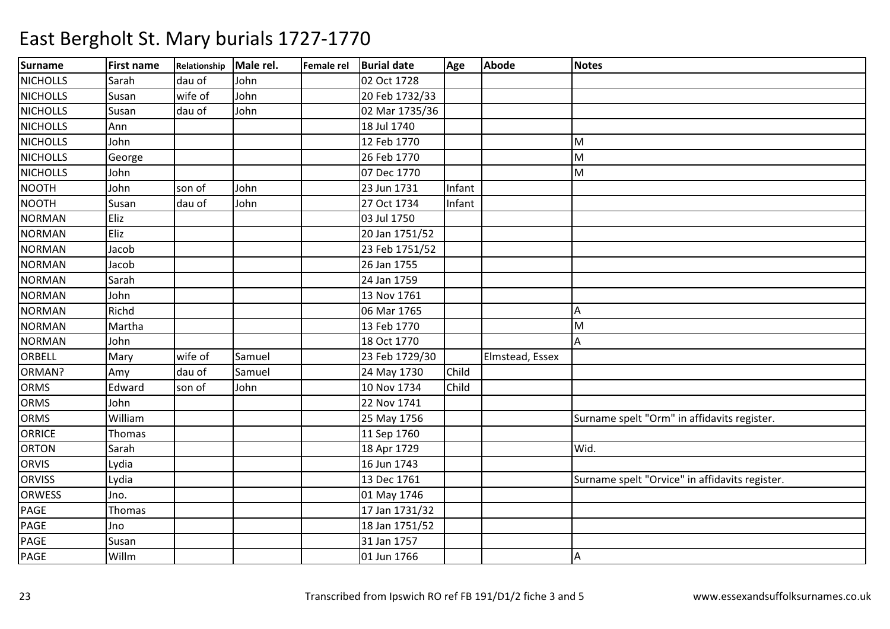# East Bergholt St. Mary burials 1727-1770

| Surname | First name | Relationship | Male rel. | Female rel | Burial date | Age | Abode | Notes |
|---|---|---|---|---|---|---|---|---|
| NICHOLLS | Sarah | dau of | John | | 02 Oct 1728 | | | |
| NICHOLLS | Susan | wife of | John | | 20 Feb 1732/33 | | | |
| NICHOLLS | Susan | dau of | John | | 02 Mar 1735/36 | | | |
| NICHOLLS | Ann | | | | 18 Jul 1740 | | | |
| NICHOLLS | John | | | | 12 Feb 1770 | | | M |
| NICHOLLS | George | | | | 26 Feb 1770 | | | M |
| NICHOLLS | John | | | | 07 Dec 1770 | | | M |
| NOOTH | John | son of | John | | 23 Jun 1731 | Infant | | |
| NOOTH | Susan | dau of | John | | 27 Oct 1734 | Infant | | |
| NORMAN | Eliz | | | | 03 Jul 1750 | | | |
| NORMAN | Eliz | | | | 20 Jan 1751/52 | | | |
| NORMAN | Jacob | | | | 23 Feb 1751/52 | | | |
| NORMAN | Jacob | | | | 26 Jan 1755 | | | |
| NORMAN | Sarah | | | | 24 Jan 1759 | | | |
| NORMAN | John | | | | 13 Nov 1761 | | | |
| NORMAN | Richd | | | | 06 Mar 1765 | | | A |
| NORMAN | Martha | | | | 13 Feb 1770 | | | M |
| NORMAN | John | | | | 18 Oct 1770 | | | A |
| ORBELL | Mary | wife of | Samuel | | 23 Feb 1729/30 | | Elmstead, Essex | |
| ORMAN? | Amy | dau of | Samuel | | 24 May 1730 | Child | | |
| ORMS | Edward | son of | John | | 10 Nov 1734 | Child | | |
| ORMS | John | | | | 22 Nov 1741 | | | |
| ORMS | William | | | | 25 May 1756 | | | Surname spelt "Orm" in affidavits register. |
| ORRICE | Thomas | | | | 11 Sep 1760 | | | |
| ORTON | Sarah | | | | 18 Apr 1729 | | | Wid. |
| ORVIS | Lydia | | | | 16 Jun 1743 | | | |
| ORVISS | Lydia | | | | 13 Dec 1761 | | | Surname spelt "Orvice" in affidavits register. |
| ORWESS | Jno. | | | | 01 May 1746 | | | |
| PAGE | Thomas | | | | 17 Jan 1731/32 | | | |
| PAGE | Jno | | | | 18 Jan 1751/52 | | | |
| PAGE | Susan | | | | 31 Jan 1757 | | | |
| PAGE | Willm | | | | 01 Jun 1766 | | | A |

Transcribed from Ipswich RO ref FB 191/D1/2 fiche 3 and 5

www.essexandsuffolksurnames.co.uk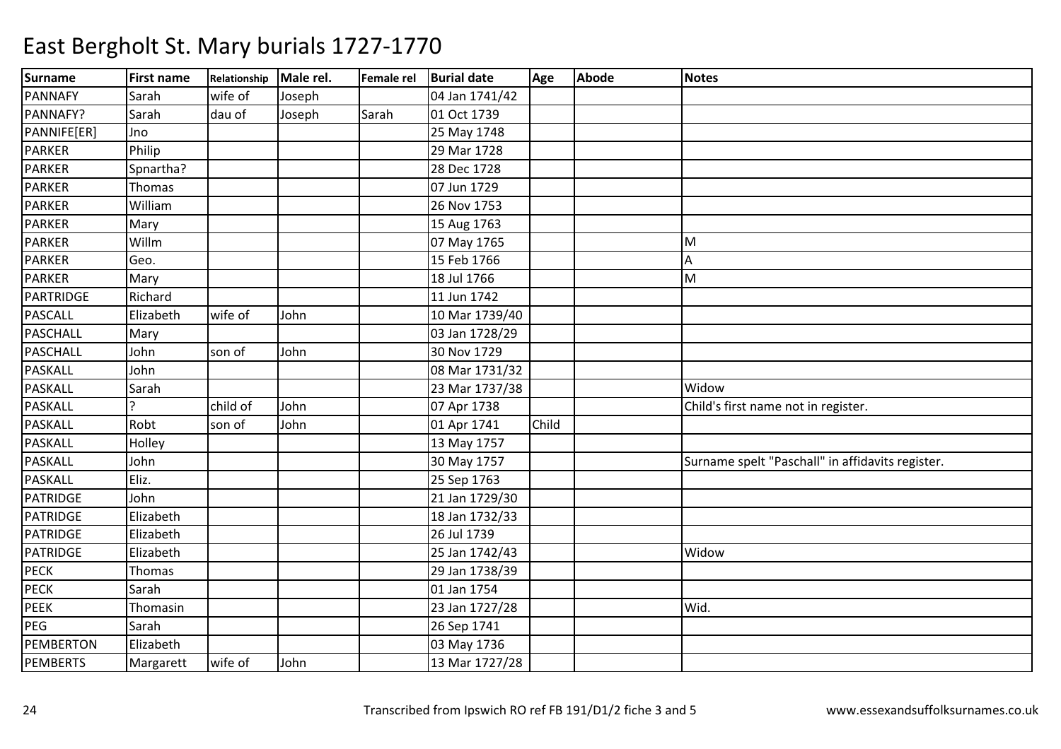# East Bergholt St. Mary burials 1727-1770

| Surname | First name | Relationship | Male rel. | Female rel | Burial date | Age | Abode | Notes |
|---|---|---|---|---|---|---|---|---|
| PANNAFY | Sarah | wife of | Joseph | | 04 Jan 1741/42 | | | |
| PANNAFY? | Sarah | dau of | Joseph | Sarah | 01 Oct 1739 | | | |
| PANNIFE[ER] | Jno | | | | 25 May 1748 | | | |
| PARKER | Philip | | | | 29 Mar 1728 | | | |
| PARKER | Spnartha? | | | | 28 Dec 1728 | | | |
| PARKER | Thomas | | | | 07 Jun 1729 | | | |
| PARKER | William | | | | 26 Nov 1753 | | | |
| PARKER | Mary | | | | 15 Aug 1763 | | | |
| PARKER | Willm | | | | 07 May 1765 | | | M |
| PARKER | Geo. | | | | 15 Feb 1766 | | | A |
| PARKER | Mary | | | | 18 Jul 1766 | | | M |
| PARTRIDGE | Richard | | | | 11 Jun 1742 | | | |
| PASCALL | Elizabeth | wife of | John | | 10 Mar 1739/40 | | | |
| PASCHALL | Mary | | | | 03 Jan 1728/29 | | | |
| PASCHALL | John | son of | John | | 30 Nov 1729 | | | |
| PASKALL | John | | | | 08 Mar 1731/32 | | | |
| PASKALL | Sarah | | | | 23 Mar 1737/38 | | | Widow |
| PASKALL | ? | child of | John | | 07 Apr 1738 | | | Child's first name not in register. |
| PASKALL | Robt | son of | John | | 01 Apr 1741 | Child | | |
| PASKALL | Holley | | | | 13 May 1757 | | | |
| PASKALL | John | | | | 30 May 1757 | | | Surname spelt "Paschall" in affidavits register. |
| PASKALL | Eliz. | | | | 25 Sep 1763 | | | |
| PATRIDGE | John | | | | 21 Jan 1729/30 | | | |
| PATRIDGE | Elizabeth | | | | 18 Jan 1732/33 | | | |
| PATRIDGE | Elizabeth | | | | 26 Jul 1739 | | | |
| PATRIDGE | Elizabeth | | | | 25 Jan 1742/43 | | | Widow |
| PECK | Thomas | | | | 29 Jan 1738/39 | | | |
| PECK | Sarah | | | | 01 Jan 1754 | | | |
| PEEK | Thomasin | | | | 23 Jan 1727/28 | | | Wid. |
| PEG | Sarah | | | | 26 Sep 1741 | | | |
| PEMBERTON | Elizabeth | | | | 03 May 1736 | | | |
| PEMBERTS | Margarett | wife of | John | | 13 Mar 1727/28 | | | |

Transcribed from Ipswich RO ref FB 191/D1/2 fiche 3 and 5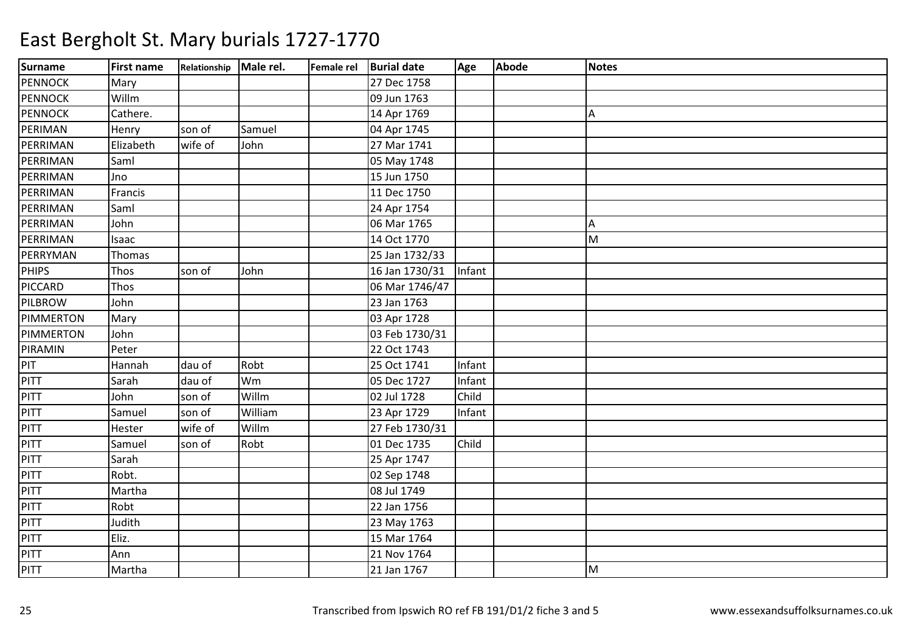# East Bergholt St. Mary burials 1727-1770

| Surname | First name | Relationship | Male rel. | Female rel | Burial date | Age | Abode | Notes |
|---|---|---|---|---|---|---|---|---|
| PENNOCK | Mary | | | | 27 Dec 1758 | | | |
| PENNOCK | Willm | | | | 09 Jun 1763 | | | |
| PENNOCK | Cathere. | | | | 14 Apr 1769 | | | A |
| PERIMAN | Henry | son of | Samuel | | 04 Apr 1745 | | | |
| PERRIMAN | Elizabeth | wife of | John | | 27 Mar 1741 | | | |
| PERRIMAN | Saml | | | | 05 May 1748 | | | |
| PERRIMAN | Jno | | | | 15 Jun 1750 | | | |
| PERRIMAN | Francis | | | | 11 Dec 1750 | | | |
| PERRIMAN | Saml | | | | 24 Apr 1754 | | | |
| PERRIMAN | John | | | | 06 Mar 1765 | | | A |
| PERRIMAN | Isaac | | | | 14 Oct 1770 | | | M |
| PERRYMAN | Thomas | | | | 25 Jan 1732/33 | | | |
| PHIPS | Thos | son of | John | | 16 Jan 1730/31 | Infant | | |
| PICCARD | Thos | | | | 06 Mar 1746/47 | | | |
| PILBROW | John | | | | 23 Jan 1763 | | | |
| PIMMERTON | Mary | | | | 03 Apr 1728 | | | |
| PIMMERTON | John | | | | 03 Feb 1730/31 | | | |
| PIRAMIN | Peter | | | | 22 Oct 1743 | | | |
| PIT | Hannah | dau of | Robt | | 25 Oct 1741 | Infant | | |
| PITT | Sarah | dau of | Wm | | 05 Dec 1727 | Infant | | |
| PITT | John | son of | Willm | | 02 Jul 1728 | Child | | |
| PITT | Samuel | son of | William | | 23 Apr 1729 | Infant | | |
| PITT | Hester | wife of | Willm | | 27 Feb 1730/31 | | | |
| PITT | Samuel | son of | Robt | | 01 Dec 1735 | Child | | |
| PITT | Sarah | | | | 25 Apr 1747 | | | |
| PITT | Robt. | | | | 02 Sep 1748 | | | |
| PITT | Martha | | | | 08 Jul 1749 | | | |
| PITT | Robt | | | | 22 Jan 1756 | | | |
| PITT | Judith | | | | 23 May 1763 | | | |
| PITT | Eliz. | | | | 15 Mar 1764 | | | |
| PITT | Ann | | | | 21 Nov 1764 | | | |
| PITT | Martha | | | | 21 Jan 1767 | | | M |

Transcribed from Ipswich RO ref FB 191/D1/2 fiche 3 and 5

www.essexandsuffolksurnames.co.uk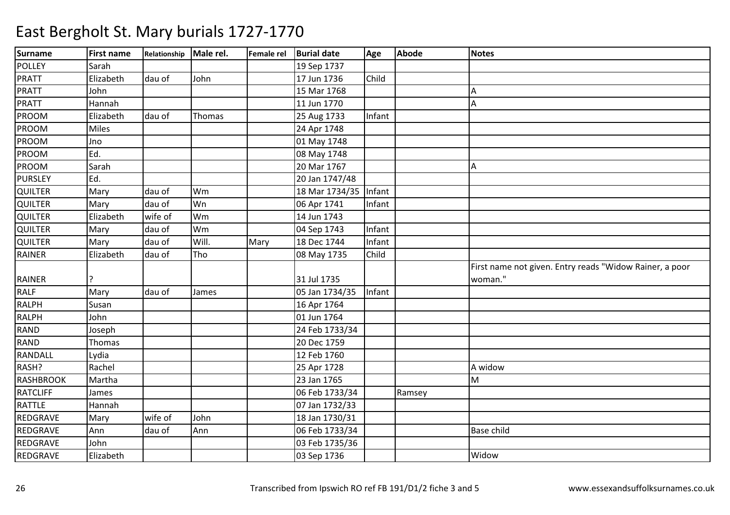# East Bergholt St. Mary burials 1727-1770

| Surname | First name | Relationship | Male rel. | Female rel | Burial date | Age | Abode | Notes |
|---|---|---|---|---|---|---|---|---|
| POLLEY | Sarah | | | | 19 Sep 1737 | | | |
| PRATT | Elizabeth | dau of | John | | 17 Jun 1736 | Child | | |
| PRATT | John | | | | 15 Mar 1768 | | | A |
| PRATT | Hannah | | | | 11 Jun 1770 | | | A |
| PROOM | Elizabeth | dau of | Thomas | | 25 Aug 1733 | Infant | | |
| PROOM | Miles | | | | 24 Apr 1748 | | | |
| PROOM | Jno | | | | 01 May 1748 | | | |
| PROOM | Ed. | | | | 08 May 1748 | | | |
| PROOM | Sarah | | | | 20 Mar 1767 | | | A |
| PURSLEY | Ed. | | | | 20 Jan 1747/48 | | | |
| QUILTER | Mary | dau of | Wm | | 18 Mar 1734/35 | Infant | | |
| QUILTER | Mary | dau of | Wn | | 06 Apr 1741 | Infant | | |
| QUILTER | Elizabeth | wife of | Wm | | 14 Jun 1743 | | | |
| QUILTER | Mary | dau of | Wm | | 04 Sep 1743 | Infant | | |
| QUILTER | Mary | dau of | Will. | Mary | 18 Dec 1744 | Infant | | |
| RAINER | Elizabeth | dau of | Tho | | 08 May 1735 | Child | | |
| RAINER | ? | | | | 31 Jul 1735 | | | First name not given. Entry reads "Widow Rainer, a poor woman." |
| RALF | Mary | dau of | James | | 05 Jan 1734/35 | Infant | | |
| RALPH | Susan | | | | 16 Apr 1764 | | | |
| RALPH | John | | | | 01 Jun 1764 | | | |
| RAND | Joseph | | | | 24 Feb 1733/34 | | | |
| RAND | Thomas | | | | 20 Dec 1759 | | | |
| RANDALL | Lydia | | | | 12 Feb 1760 | | | |
| RASH? | Rachel | | | | 25 Apr 1728 | | | A widow |
| RASHBROOK | Martha | | | | 23 Jan 1765 | | | M |
| RATCLIFF | James | | | | 06 Feb 1733/34 | | Ramsey | |
| RATTLE | Hannah | | | | 07 Jan 1732/33 | | | |
| REDGRAVE | Mary | wife of | John | | 18 Jan 1730/31 | | | |
| REDGRAVE | Ann | dau of | Ann | | 06 Feb 1733/34 | | | Base child |
| REDGRAVE | John | | | | 03 Feb 1735/36 | | | |
| REDGRAVE | Elizabeth | | | | 03 Sep 1736 | | | Widow |

Transcribed from Ipswich RO ref FB 191/D1/2 fiche 3 and 5 www.essexandsuffolksurnames.co.uk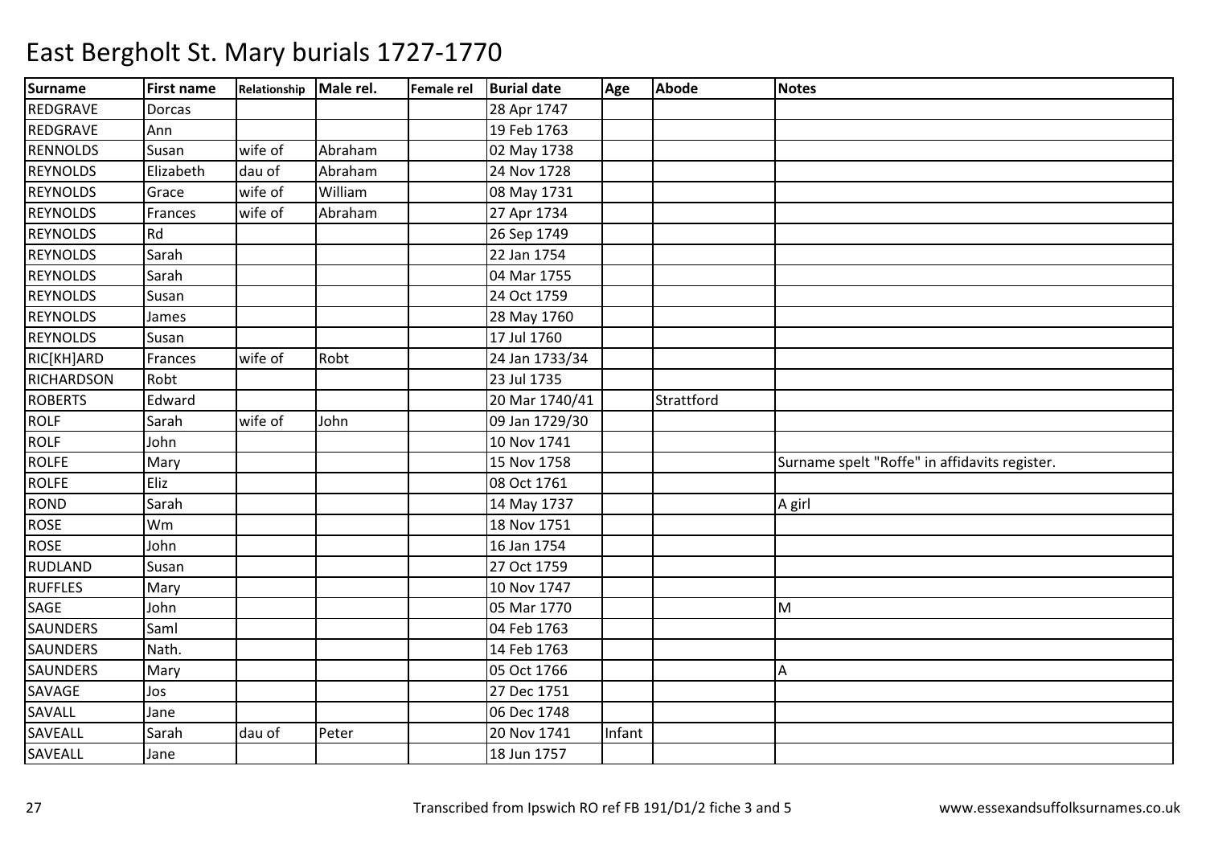# East Bergholt St. Mary burials 1727-1770

| Surname | First name | Relationship | Male rel. | Female rel | Burial date | Age | Abode | Notes |
|---|---|---|---|---|---|---|---|---|
| REDGRAVE | Dorcas | | | | 28 Apr 1747 | | | |
| REDGRAVE | Ann | | | | 19 Feb 1763 | | | |
| RENNOLDS | Susan | wife of | Abraham | | 02 May 1738 | | | |
| REYNOLDS | Elizabeth | dau of | Abraham | | 24 Nov 1728 | | | |
| REYNOLDS | Grace | wife of | William | | 08 May 1731 | | | |
| REYNOLDS | Frances | wife of | Abraham | | 27 Apr 1734 | | | |
| REYNOLDS | Rd | | | | 26 Sep 1749 | | | |
| REYNOLDS | Sarah | | | | 22 Jan 1754 | | | |
| REYNOLDS | Sarah | | | | 04 Mar 1755 | | | |
| REYNOLDS | Susan | | | | 24 Oct 1759 | | | |
| REYNOLDS | James | | | | 28 May 1760 | | | |
| REYNOLDS | Susan | | | | 17 Jul 1760 | | | |
| RIC[KH]ARD | Frances | wife of | Robt | | 24 Jan 1733/34 | | | |
| RICHARDSON | Robt | | | | 23 Jul 1735 | | | |
| ROBERTS | Edward | | | | 20 Mar 1740/41 | | Strattford | |
| ROLF | Sarah | wife of | John | | 09 Jan 1729/30 | | | |
| ROLF | John | | | | 10 Nov 1741 | | | |
| ROLFE | Mary | | | | 15 Nov 1758 | | | Surname spelt "Roffe" in affidavits register. |
| ROLFE | Eliz | | | | 08 Oct 1761 | | | |
| ROND | Sarah | | | | 14 May 1737 | | | A girl |
| ROSE | Wm | | | | 18 Nov 1751 | | | |
| ROSE | John | | | | 16 Jan 1754 | | | |
| RUDLAND | Susan | | | | 27 Oct 1759 | | | |
| RUFFLES | Mary | | | | 10 Nov 1747 | | | |
| SAGE | John | | | | 05 Mar 1770 | | | M |
| SAUNDERS | Saml | | | | 04 Feb 1763 | | | |
| SAUNDERS | Nath. | | | | 14 Feb 1763 | | | |
| SAUNDERS | Mary | | | | 05 Oct 1766 | | | A |
| SAVAGE | Jos | | | | 27 Dec 1751 | | | |
| SAVALL | Jane | | | | 06 Dec 1748 | | | |
| SAVEALL | Sarah | dau of | Peter | | 20 Nov 1741 | Infant | | |
| SAVEALL | Jane | | | | 18 Jun 1757 | | | |

Transcribed from Ipswich RO ref FB 191/D1/2 fiche 3 and 5 www.essexandsuffolksurnames.co.uk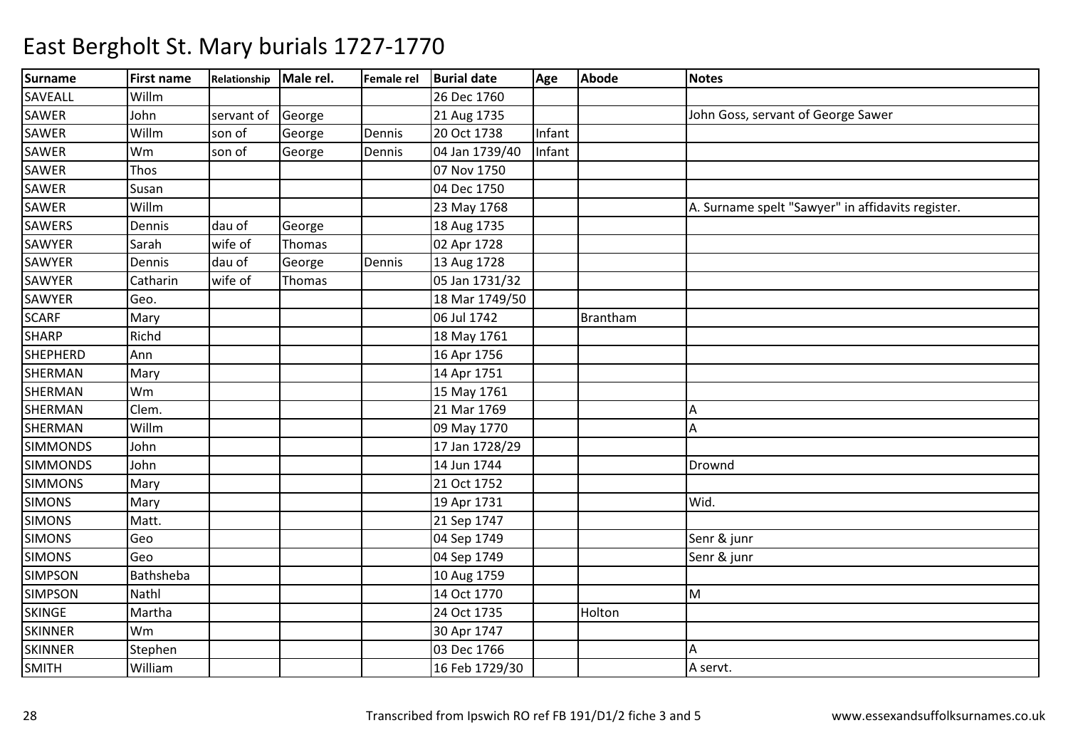# East Bergholt St. Mary burials 1727-1770

| Surname | First name | Relationship | Male rel. | Female rel | Burial date | Age | Abode | Notes |
|---|---|---|---|---|---|---|---|---|
| SAVEALL | Willm | | | | 26 Dec 1760 | | | |
| SAWER | John | servant of | George | | 21 Aug 1735 | | | John Goss, servant of George Sawer |
| SAWER | Willm | son of | George | Dennis | 20 Oct 1738 | Infant | | |
| SAWER | Wm | son of | George | Dennis | 04 Jan 1739/40 | Infant | | |
| SAWER | Thos | | | | 07 Nov 1750 | | | |
| SAWER | Susan | | | | 04 Dec 1750 | | | |
| SAWER | Willm | | | | 23 May 1768 | | | A. Surname spelt "Sawyer" in affidavits register. |
| SAWERS | Dennis | dau of | George | | 18 Aug 1735 | | | |
| SAWYER | Sarah | wife of | Thomas | | 02 Apr 1728 | | | |
| SAWYER | Dennis | dau of | George | Dennis | 13 Aug 1728 | | | |
| SAWYER | Catharin | wife of | Thomas | | 05 Jan 1731/32 | | | |
| SAWYER | Geo. | | | | 18 Mar 1749/50 | | | |
| SCARF | Mary | | | | 06 Jul 1742 | | Brantham | |
| SHARP | Richd | | | | 18 May 1761 | | | |
| SHEPHERD | Ann | | | | 16 Apr 1756 | | | |
| SHERMAN | Mary | | | | 14 Apr 1751 | | | |
| SHERMAN | Wm | | | | 15 May 1761 | | | |
| SHERMAN | Clem. | | | | 21 Mar 1769 | | | A |
| SHERMAN | Willm | | | | 09 May 1770 | | | A |
| SIMMONDS | John | | | | 17 Jan 1728/29 | | | |
| SIMMONDS | John | | | | 14 Jun 1744 | | | Drownd |
| SIMMONS | Mary | | | | 21 Oct 1752 | | | |
| SIMONS | Mary | | | | 19 Apr 1731 | | | Wid. |
| SIMONS | Matt. | | | | 21 Sep 1747 | | | |
| SIMONS | Geo | | | | 04 Sep 1749 | | | Senr & junr |
| SIMONS | Geo | | | | 04 Sep 1749 | | | Senr & junr |
| SIMPSON | Bathsheba | | | | 10 Aug 1759 | | | |
| SIMPSON | Nathl | | | | 14 Oct 1770 | | | M |
| SKINGE | Martha | | | | 24 Oct 1735 | | Holton | |
| SKINNER | Wm | | | | 30 Apr 1747 | | | |
| SKINNER | Stephen | | | | 03 Dec 1766 | | | A |
| SMITH | William | | | | 16 Feb 1729/30 | | | A servt. |

Transcribed from Ipswich RO ref FB 191/D1/2 fiche 3 and 5

www.essexandsuffolksurnames.co.uk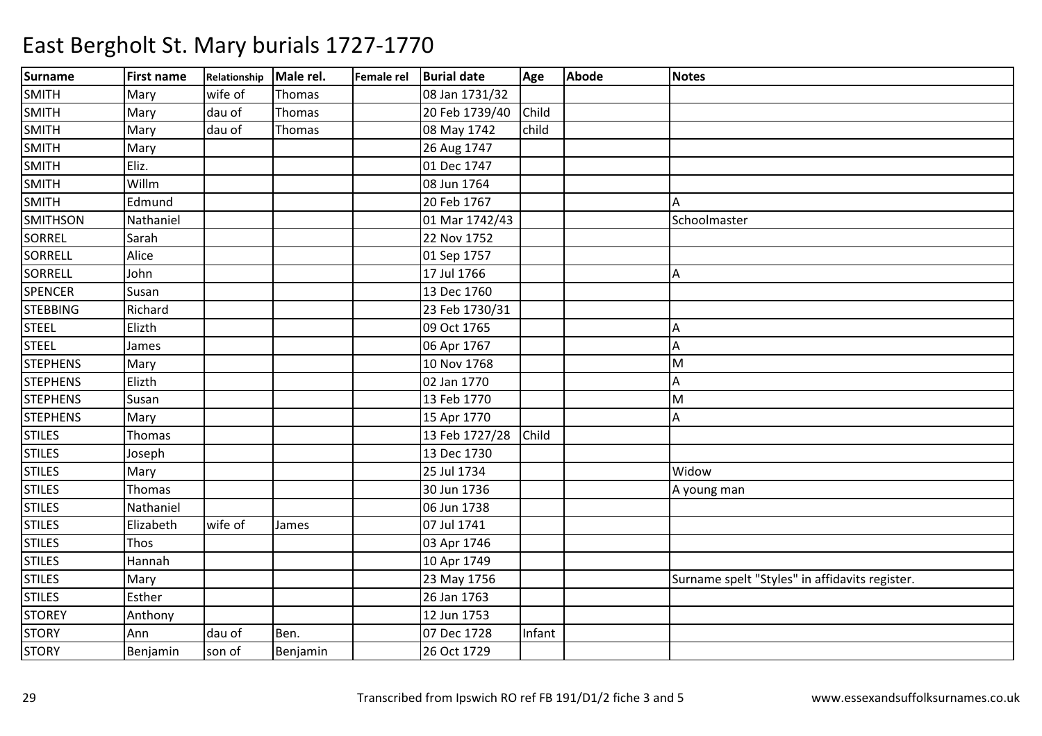# East Bergholt St. Mary burials 1727-1770

| Surname | First name | Relationship | Male rel. | Female rel | Burial date | Age | Abode | Notes |
|---|---|---|---|---|---|---|---|---|
| SMITH | Mary | wife of | Thomas | | 08 Jan 1731/32 | | | |
| SMITH | Mary | dau of | Thomas | | 20 Feb 1739/40 | Child | | |
| SMITH | Mary | dau of | Thomas | | 08 May 1742 | child | | |
| SMITH | Mary | | | | 26 Aug 1747 | | | |
| SMITH | Eliz. | | | | 01 Dec 1747 | | | |
| SMITH | Willm | | | | 08 Jun 1764 | | | |
| SMITH | Edmund | | | | 20 Feb 1767 | | | A |
| SMITHSON | Nathaniel | | | | 01 Mar 1742/43 | | | Schoolmaster |
| SORREL | Sarah | | | | 22 Nov 1752 | | | |
| SORRELL | Alice | | | | 01 Sep 1757 | | | |
| SORRELL | John | | | | 17 Jul 1766 | | | A |
| SPENCER | Susan | | | | 13 Dec 1760 | | | |
| STEBBING | Richard | | | | 23 Feb 1730/31 | | | |
| STEEL | Elizth | | | | 09 Oct 1765 | | | A |
| STEEL | James | | | | 06 Apr 1767 | | | A |
| STEPHENS | Mary | | | | 10 Nov 1768 | | | M |
| STEPHENS | Elizth | | | | 02 Jan 1770 | | | A |
| STEPHENS | Susan | | | | 13 Feb 1770 | | | M |
| STEPHENS | Mary | | | | 15 Apr 1770 | | | A |
| STILES | Thomas | | | | 13 Feb 1727/28 | Child | | |
| STILES | Joseph | | | | 13 Dec 1730 | | | |
| STILES | Mary | | | | 25 Jul 1734 | | | Widow |
| STILES | Thomas | | | | 30 Jun 1736 | | | A young man |
| STILES | Nathaniel | | | | 06 Jun 1738 | | | |
| STILES | Elizabeth | wife of | James | | 07 Jul 1741 | | | |
| STILES | Thos | | | | 03 Apr 1746 | | | |
| STILES | Hannah | | | | 10 Apr 1749 | | | |
| STILES | Mary | | | | 23 May 1756 | | | Surname spelt "Styles" in affidavits register. |
| STILES | Esther | | | | 26 Jan 1763 | | | |
| STOREY | Anthony | | | | 12 Jun 1753 | | | |
| STORY | Ann | dau of | Ben. | | 07 Dec 1728 | Infant | | |
| STORY | Benjamin | son of | Benjamin | | 26 Oct 1729 | | | |

Transcribed from Ipswich RO ref FB 191/D1/2 fiche 3 and 5 www.essexandsuffolksurnames.co.uk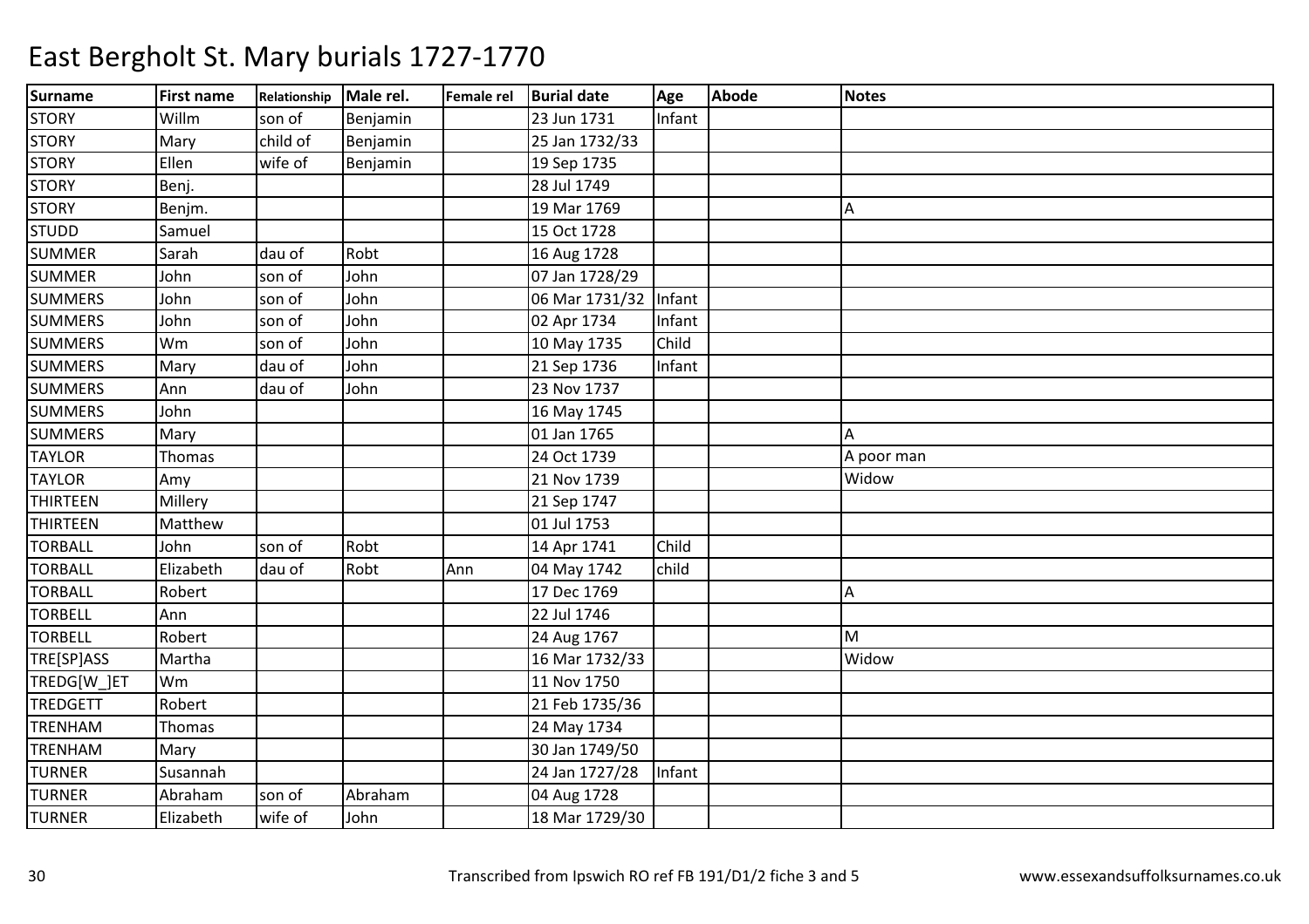# East Bergholt St. Mary burials 1727-1770

| Surname | First name | Relationship | Male rel. | Female rel | Burial date | Age | Abode | Notes |
|---|---|---|---|---|---|---|---|---|
| STORY | Willm | son of | Benjamin | | 23 Jun 1731 | Infant | | |
| STORY | Mary | child of | Benjamin | | 25 Jan 1732/33 | | | |
| STORY | Ellen | wife of | Benjamin | | 19 Sep 1735 | | | |
| STORY | Benj. | | | | 28 Jul 1749 | | | |
| STORY | Benjm. | | | | 19 Mar 1769 | | | A |
| STUDD | Samuel | | | | 15 Oct 1728 | | | |
| SUMMER | Sarah | dau of | Robt | | 16 Aug 1728 | | | |
| SUMMER | John | son of | John | | 07 Jan 1728/29 | | | |
| SUMMERS | John | son of | John | | 06 Mar 1731/32 | Infant | | |
| SUMMERS | John | son of | John | | 02 Apr 1734 | Infant | | |
| SUMMERS | Wm | son of | John | | 10 May 1735 | Child | | |
| SUMMERS | Mary | dau of | John | | 21 Sep 1736 | Infant | | |
| SUMMERS | Ann | dau of | John | | 23 Nov 1737 | | | |
| SUMMERS | John | | | | 16 May 1745 | | | |
| SUMMERS | Mary | | | | 01 Jan 1765 | | | A |
| TAYLOR | Thomas | | | | 24 Oct 1739 | | | A poor man |
| TAYLOR | Amy | | | | 21 Nov 1739 | | | Widow |
| THIRTEEN | Millery | | | | 21 Sep 1747 | | | |
| THIRTEEN | Matthew | | | | 01 Jul 1753 | | | |
| TORBALL | John | son of | Robt | | 14 Apr 1741 | Child | | |
| TORBALL | Elizabeth | dau of | Robt | Ann | 04 May 1742 | child | | |
| TORBALL | Robert | | | | 17 Dec 1769 | | | A |
| TORBELL | Ann | | | | 22 Jul 1746 | | | |
| TORBELL | Robert | | | | 24 Aug 1767 | | | M |
| TRE[SP]ASS | Martha | | | | 16 Mar 1732/33 | | | Widow |
| TREDG[W_]ET | Wm | | | | 11 Nov 1750 | | | |
| TREDGETT | Robert | | | | 21 Feb 1735/36 | | | |
| TRENHAM | Thomas | | | | 24 May 1734 | | | |
| TRENHAM | Mary | | | | 30 Jan 1749/50 | | | |
| TURNER | Susannah | | | | 24 Jan 1727/28 | Infant | | |
| TURNER | Abraham | son of | Abraham | | 04 Aug 1728 | | | |
| TURNER | Elizabeth | wife of | John | | 18 Mar 1729/30 | | | |

Transcribed from Ipswich RO ref FB 191/D1/2 fiche 3 and 5

www.essexandsuffolksurnames.co.uk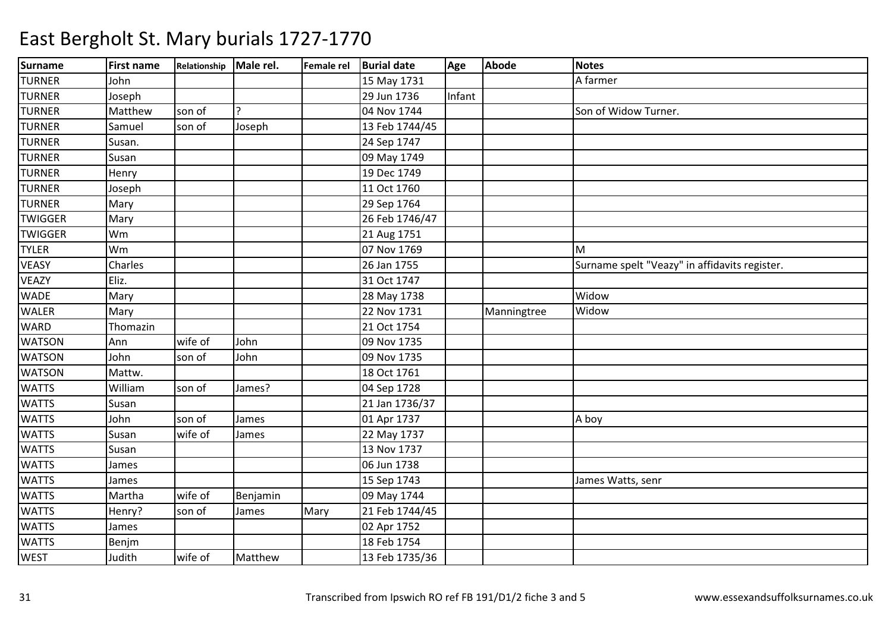# East Bergholt St. Mary burials 1727-1770

| Surname | First name | Relationship | Male rel. | Female rel | Burial date | Age | Abode | Notes |
|---|---|---|---|---|---|---|---|---|
| TURNER | John | | | | 15 May 1731 | | | A farmer |
| TURNER | Joseph | | | | 29 Jun 1736 | Infant | | |
| TURNER | Matthew | son of | ? | | 04 Nov 1744 | | | Son of Widow Turner. |
| TURNER | Samuel | son of | Joseph | | 13 Feb 1744/45 | | | |
| TURNER | Susan. | | | | 24 Sep 1747 | | | |
| TURNER | Susan | | | | 09 May 1749 | | | |
| TURNER | Henry | | | | 19 Dec 1749 | | | |
| TURNER | Joseph | | | | 11 Oct 1760 | | | |
| TURNER | Mary | | | | 29 Sep 1764 | | | |
| TWIGGER | Mary | | | | 26 Feb 1746/47 | | | |
| TWIGGER | Wm | | | | 21 Aug 1751 | | | |
| TYLER | Wm | | | | 07 Nov 1769 | | | M |
| VEASY | Charles | | | | 26 Jan 1755 | | | Surname spelt "Veazy" in affidavits register. |
| VEAZY | Eliz. | | | | 31 Oct 1747 | | | |
| WADE | Mary | | | | 28 May 1738 | | | Widow |
| WALER | Mary | | | | 22 Nov 1731 | | Manningtree | Widow |
| WARD | Thomazin | | | | 21 Oct 1754 | | | |
| WATSON | Ann | wife of | John | | 09 Nov 1735 | | | |
| WATSON | John | son of | John | | 09 Nov 1735 | | | |
| WATSON | Mattw. | | | | 18 Oct 1761 | | | |
| WATTS | William | son of | James? | | 04 Sep 1728 | | | |
| WATTS | Susan | | | | 21 Jan 1736/37 | | | |
| WATTS | John | son of | James | | 01 Apr 1737 | | | A boy |
| WATTS | Susan | wife of | James | | 22 May 1737 | | | |
| WATTS | Susan | | | | 13 Nov 1737 | | | |
| WATTS | James | | | | 06 Jun 1738 | | | |
| WATTS | James | | | | 15 Sep 1743 | | | James Watts, senr |
| WATTS | Martha | wife of | Benjamin | | 09 May 1744 | | | |
| WATTS | Henry? | son of | James | Mary | 21 Feb 1744/45 | | | |
| WATTS | James | | | | 02 Apr 1752 | | | |
| WATTS | Benjm | | | | 18 Feb 1754 | | | |
| WEST | Judith | wife of | Matthew | | 13 Feb 1735/36 | | | |

Transcribed from Ipswich RO ref FB 191/D1/2 fiche 3 and 5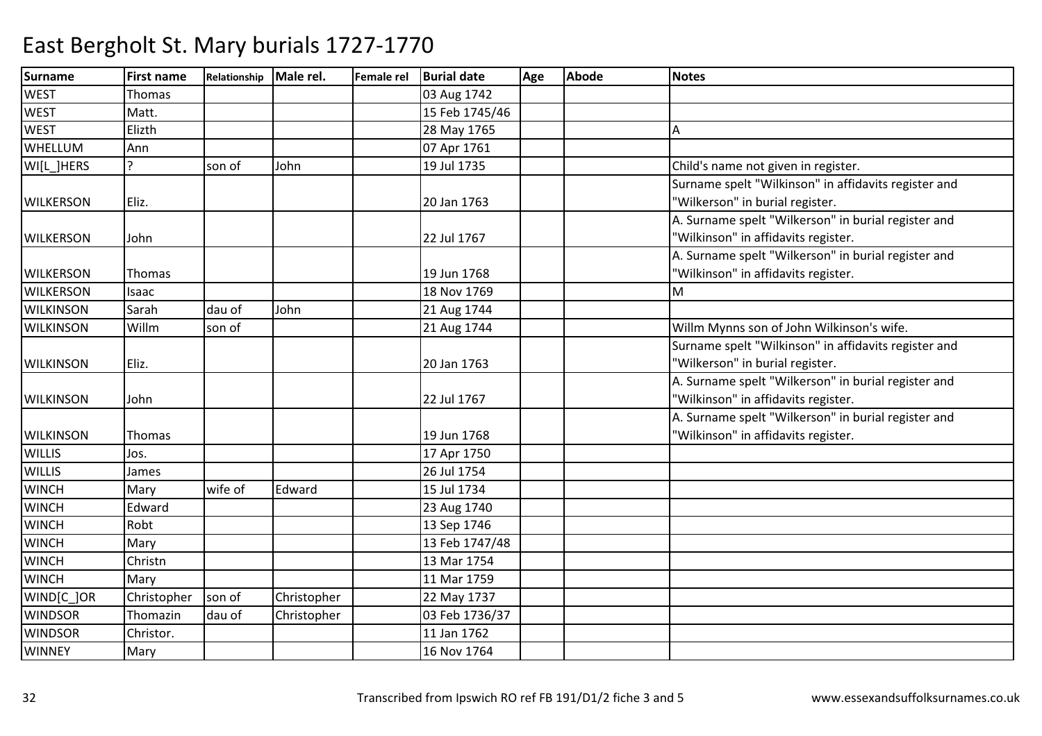# East Bergholt St. Mary burials 1727-1770

| Surname | First name | Relationship | Male rel. | Female rel | Burial date | Age | Abode | Notes |
|---|---|---|---|---|---|---|---|---|
| WEST | Thomas | | | | 03 Aug 1742 | | | |
| WEST | Matt. | | | | 15 Feb 1745/46 | | | |
| WEST | Elizth | | | | 28 May 1765 | | | A |
| WHELLUM | Ann | | | | 07 Apr 1761 | | | |
| WI[L_]HERS | ? | son of | John | | 19 Jul 1735 | | | Child's name not given in register. |
| WILKERSON | Eliz. | | | | 20 Jan 1763 | | | Surname spelt "Wilkinson" in affidavits register and "Wilkerson" in burial register. |
| WILKERSON | John | | | | 22 Jul 1767 | | | A. Surname spelt "Wilkerson" in burial register and "Wilkinson" in affidavits register. |
| WILKERSON | Thomas | | | | 19 Jun 1768 | | | A. Surname spelt "Wilkerson" in burial register and "Wilkinson" in affidavits register. |
| WILKERSON | Isaac | | | | 18 Nov 1769 | | | M |
| WILKINSON | Sarah | dau of | John | | 21 Aug 1744 | | | |
| WILKINSON | Willm | son of | | | 21 Aug 1744 | | | Willm Mynns son of John Wilkinson's wife. |
| WILKINSON | Eliz. | | | | 20 Jan 1763 | | | Surname spelt "Wilkinson" in affidavits register and "Wilkerson" in burial register. |
| WILKINSON | John | | | | 22 Jul 1767 | | | A. Surname spelt "Wilkerson" in burial register and "Wilkinson" in affidavits register. |
| WILKINSON | Thomas | | | | 19 Jun 1768 | | | A. Surname spelt "Wilkerson" in burial register and "Wilkinson" in affidavits register. |
| WILLIS | Jos. | | | | 17 Apr 1750 | | | |
| WILLIS | James | | | | 26 Jul 1754 | | | |
| WINCH | Mary | wife of | Edward | | 15 Jul 1734 | | | |
| WINCH | Edward | | | | 23 Aug 1740 | | | |
| WINCH | Robt | | | | 13 Sep 1746 | | | |
| WINCH | Mary | | | | 13 Feb 1747/48 | | | |
| WINCH | Christn | | | | 13 Mar 1754 | | | |
| WINCH | Mary | | | | 11 Mar 1759 | | | |
| WIND[C_]OR | Christopher | son of | Christopher | | 22 May 1737 | | | |
| WINDSOR | Thomazin | dau of | Christopher | | 03 Feb 1736/37 | | | |
| WINDSOR | Christor. | | | | 11 Jan 1762 | | | |
| WINNEY | Mary | | | | 16 Nov 1764 | | | |

Transcribed from Ipswich RO ref FB 191/D1/2 fiche 3 and 5 www.essexandsuffolksurnames.co.uk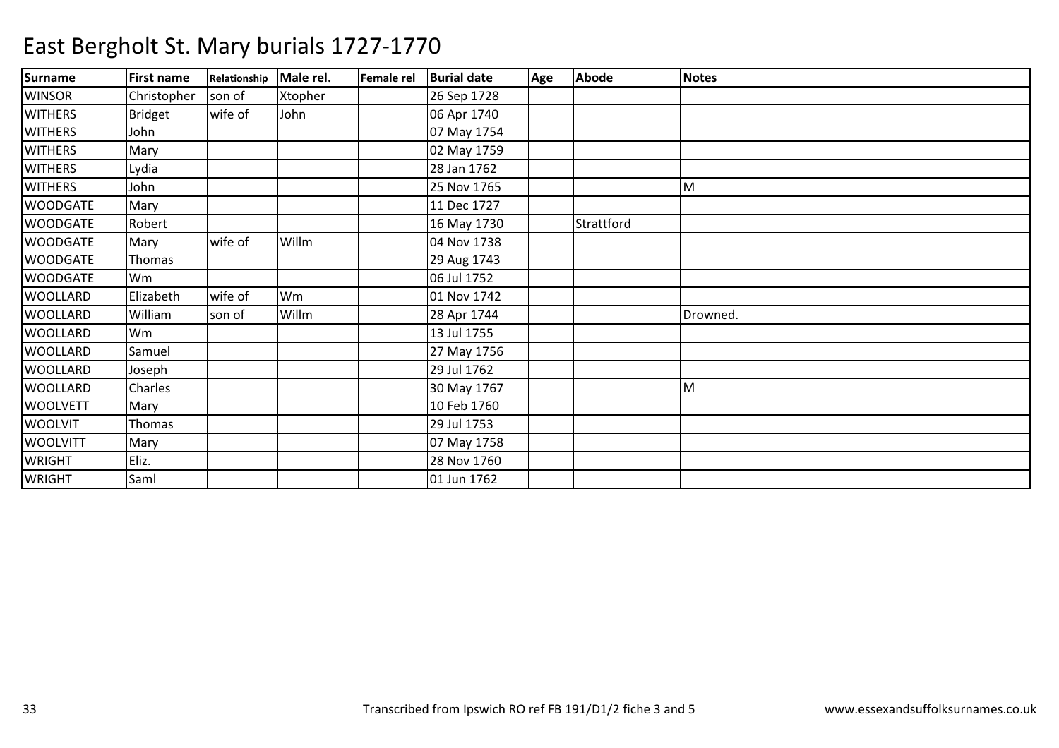# East Bergholt St. Mary burials 1727-1770

| Surname | First name | Relationship | Male rel. | Female rel | Burial date | Age | Abode | Notes |
|---|---|---|---|---|---|---|---|---|
| WINSOR | Christopher | son of | Xtopher | | 26 Sep 1728 | | | |
| WITHERS | Bridget | wife of | John | | 06 Apr 1740 | | | |
| WITHERS | John | | | | 07 May 1754 | | | |
| WITHERS | Mary | | | | 02 May 1759 | | | |
| WITHERS | Lydia | | | | 28 Jan 1762 | | | |
| WITHERS | John | | | | 25 Nov 1765 | | | M |
| WOODGATE | Mary | | | | 11 Dec 1727 | | | |
| WOODGATE | Robert | | | | 16 May 1730 | | Strattford | |
| WOODGATE | Mary | wife of | Willm | | 04 Nov 1738 | | | |
| WOODGATE | Thomas | | | | 29 Aug 1743 | | | |
| WOODGATE | Wm | | | | 06 Jul 1752 | | | |
| WOOLLARD | Elizabeth | wife of | Wm | | 01 Nov 1742 | | | |
| WOOLLARD | William | son of | Willm | | 28 Apr 1744 | | | Drowned. |
| WOOLLARD | Wm | | | | 13 Jul 1755 | | | |
| WOOLLARD | Samuel | | | | 27 May 1756 | | | |
| WOOLLARD | Joseph | | | | 29 Jul 1762 | | | |
| WOOLLARD | Charles | | | | 30 May 1767 | | | M |
| WOOLVETT | Mary | | | | 10 Feb 1760 | | | |
| WOOLVIT | Thomas | | | | 29 Jul 1753 | | | |
| WOOLVITT | Mary | | | | 07 May 1758 | | | |
| WRIGHT | Eliz. | | | | 28 Nov 1760 | | | |
| WRIGHT | Saml | | | | 01 Jun 1762 | | | |

Transcribed from Ipswich RO ref FB 191/D1/2 fiche 3 and 5

www.essexandsuffolksurnames.co.uk